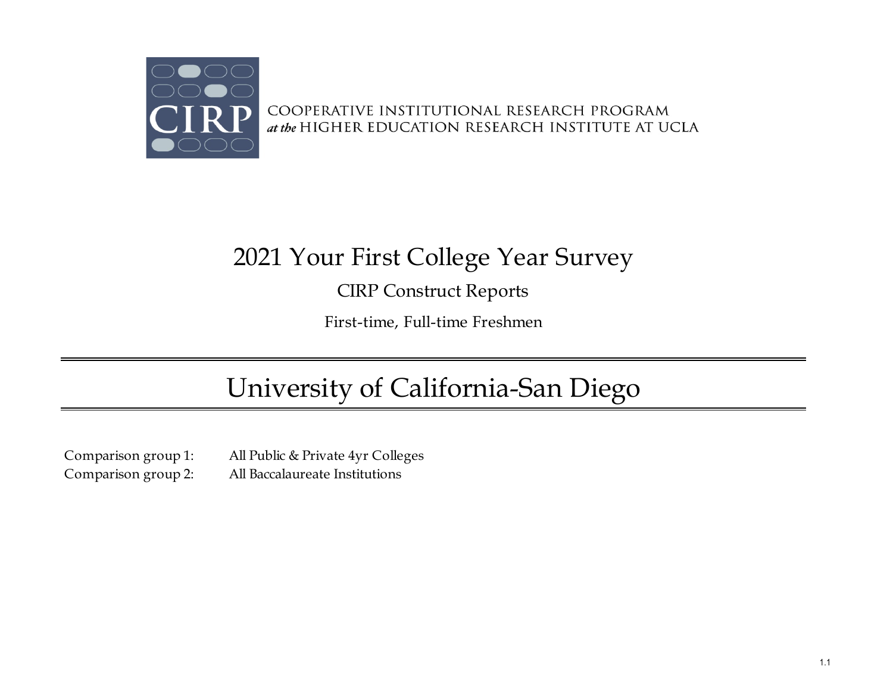CIRP

COOPERATIVE INSTITUTIONAL RESEARCH PROGRAM
*at the* HIGHER EDUCATION RESEARCH INSTITUTE AT UCLA

# 2021 Your First College Year Survey

## CIRP Construct Reports

First-time, Full-time Freshmen

---

# University of California-San Diego

---

Comparison group 1: All Public & Private 4yr Colleges
Comparison group 2: All Baccalaureate Institutions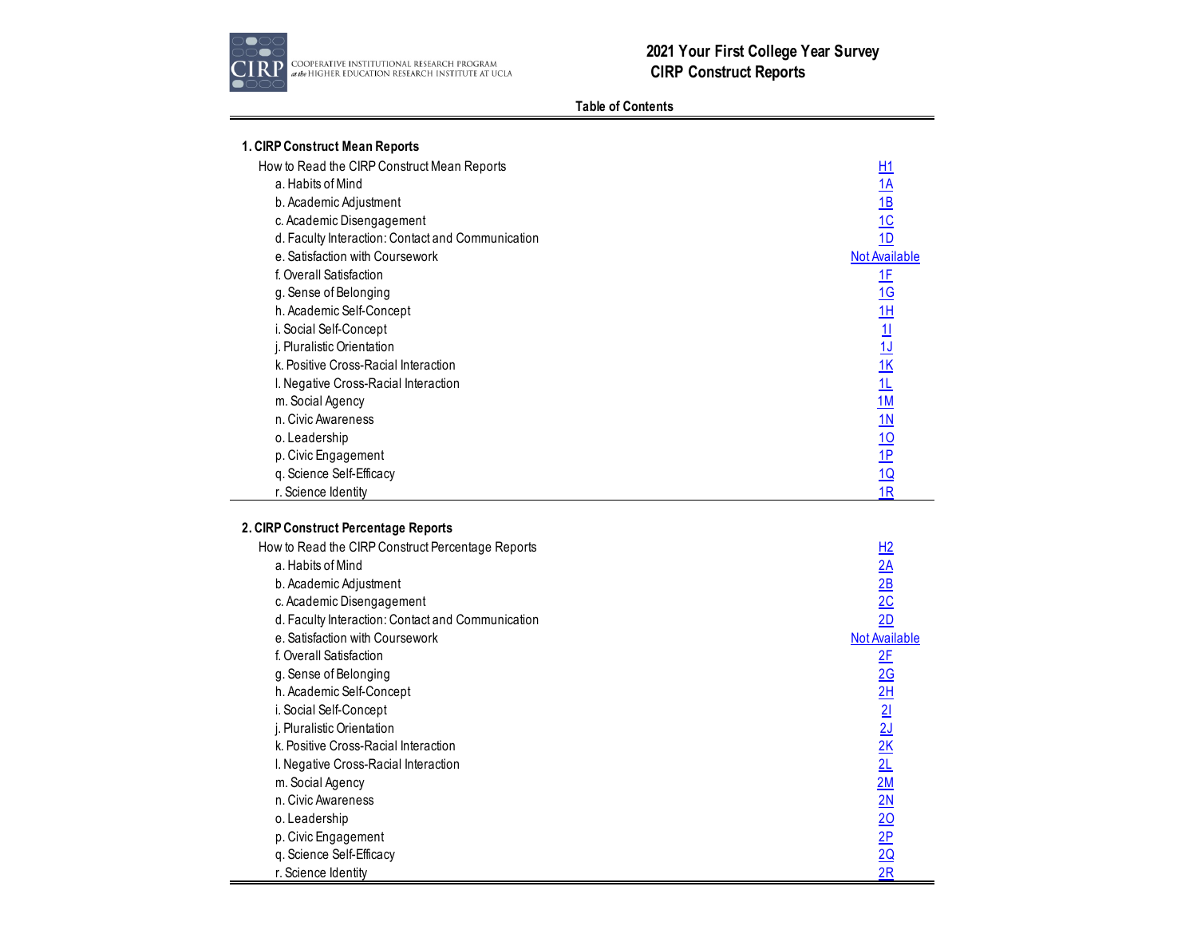**COOPERATIVE INSTITUTIONAL RESEARCH PROGRAM at the HIGHER EDUCATION RESEARCH INSTITUTE AT UCLA**

# 2021 Your First College Year Survey
## CIRP Construct Reports

### Table of Contents

| | |
|---|---|
| **1. CIRP Construct Mean Reports** | |
| How to Read the CIRP Construct Mean Reports | H1 |
| a. Habits of Mind | 1A |
| b. Academic Adjustment | 1B |
| c. Academic Disengagement | 1C |
| d. Faculty Interaction: Contact and Communication | 1D |
| e. Satisfaction with Coursework | Not Available |
| f. Overall Satisfaction | 1F |
| g. Sense of Belonging | 1G |
| h. Academic Self-Concept | 1H |
| i. Social Self-Concept | 1I |
| j. Pluralistic Orientation | 1J |
| k. Positive Cross-Racial Interaction | 1K |
| l. Negative Cross-Racial Interaction | 1L |
| m. Social Agency | 1M |
| n. Civic Awareness | 1N |
| o. Leadership | 1O |
| p. Civic Engagement | 1P |
| q. Science Self-Efficacy | 1Q |
| r. Science Identity | 1R |
| **2. CIRP Construct Percentage Reports** | |
| How to Read the CIRP Construct Percentage Reports | H2 |
| a. Habits of Mind | 2A |
| b. Academic Adjustment | 2B |
| c. Academic Disengagement | 2C |
| d. Faculty Interaction: Contact and Communication | 2D |
| e. Satisfaction with Coursework | Not Available |
| f. Overall Satisfaction | 2F |
| g. Sense of Belonging | 2G |
| h. Academic Self-Concept | 2H |
| i. Social Self-Concept | 2I |
| j. Pluralistic Orientation | 2J |
| k. Positive Cross-Racial Interaction | 2K |
| l. Negative Cross-Racial Interaction | 2L |
| m. Social Agency | 2M |
| n. Civic Awareness | 2N |
| o. Leadership | 2O |
| p. Civic Engagement | 2P |
| q. Science Self-Efficacy | 2Q |
| r. Science Identity | 2R |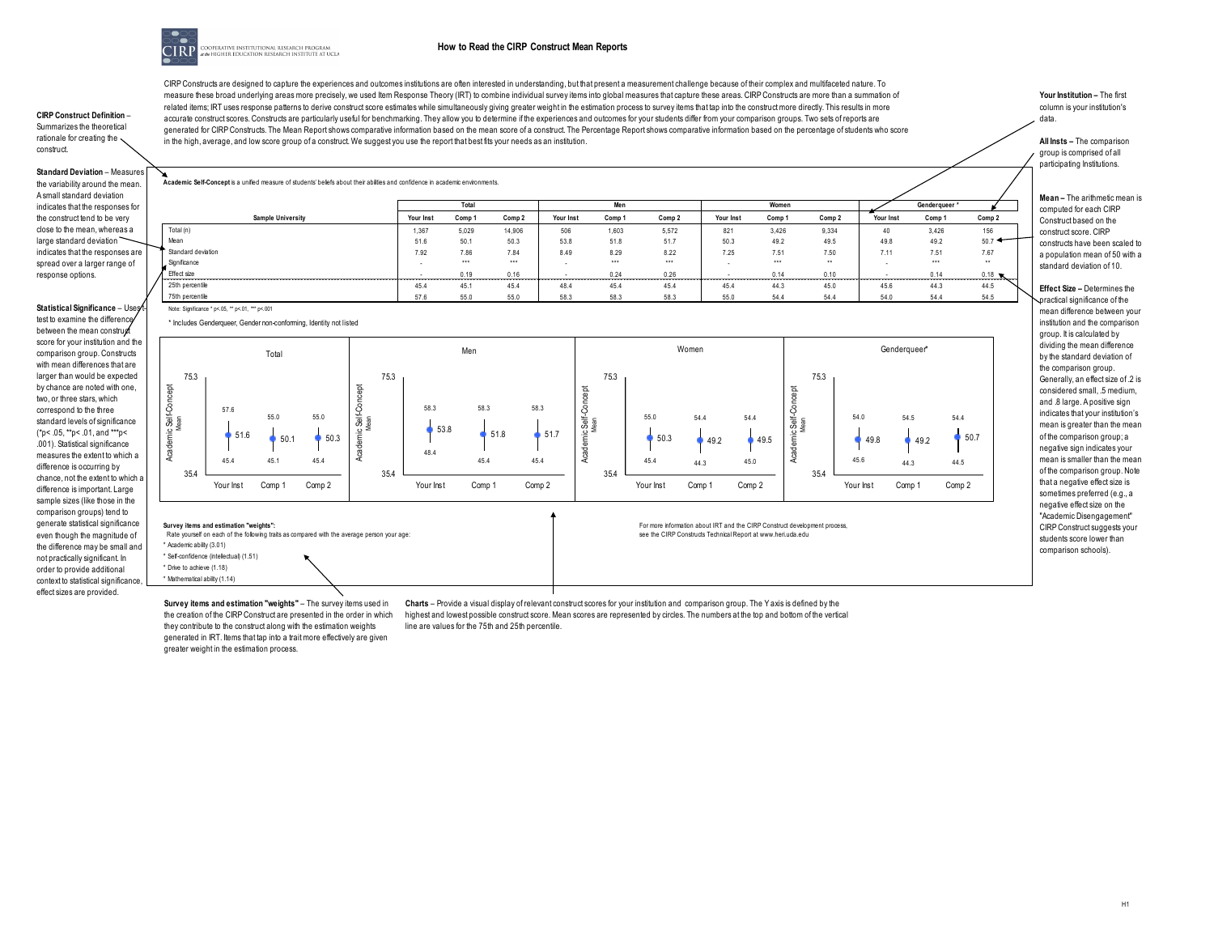# How to Read the CIRP Construct Mean Reports

CIRP Constructs are designed to capture the experiences and outcomes institutions are often interested in understanding, but that present a measurement challenge because of their complex and multifaceted nature. To measure these broad underlying areas more precisely, we used Item Response Theory (IRT) to combine individual survey items into global measures that capture these areas. CIRP Constructs are more than a summation of related items; IRT uses response patterns to derive construct score estimates while simultaneously giving greater weight in the estimation process to survey items that tap into the construct more directly. This results in more accurate construct scores. Constructs are particularly useful for benchmarking. They allow you to determine if the experiences and outcomes for your students differ from your comparison groups. Two sets of reports are generated for CIRP Constructs. The Mean Report shows comparative information based on the mean score of a construct. The Percentage Report shows comparative information based on the percentage of students who score in the high, average, and low score group of a construct. We suggest you use the report that best fits your needs as an institution.

**CIRP Construct Definition** – Summarizes the theoretical rationale for creating the construct.

**Standard Deviation** – Measures the variability around the mean. A small standard deviation indicates that the responses for the construct tend to be very close to the mean, whereas a large standard deviation indicates that the responses are spread over a larger range of response options.

**Statistical Significance** – Uses t-test to examine the difference between the mean construct score for your institution and the comparison group. Constructs with mean differences that are larger than would be expected by chance are noted with one, two, or three stars, which correspond to the three standard levels of significance (*p< .05, **p< .01, and ***p< .001). Statistical significance measures the extent to which a difference is occurring by chance, not the extent to which a difference is important. Large sample sizes (like those in the comparison groups) tend to generate statistical significance even though the magnitude of the difference may be small and not practically significant. In order to provide additional context to statistical significance, effect sizes are provided.

**Your Institution** – The first column is your institution's data.

**All Insts** – The comparison group is comprised of all participating Institutions.

**Mean** – The arithmetic mean is computed for each CIRP Construct based on the construct score. CIRP constructs have been scaled to a population mean of 50 with a standard deviation of 10.

**Effect Size** – Determines the practical significance of the mean difference between your institution and the comparison group. It is calculated by dividing the mean difference by the standard deviation of the comparison group. Generally, an effect size of .2 is considered small, .5 medium, and .8 large. A positive sign indicates that your institution's mean is greater than the mean of the comparison group; a negative sign indicates your mean is smaller than the mean of the comparison group. Note that a negative effect size is sometimes preferred (e.g., a negative effect size on the "Academic Disengagement" CIRP Construct suggests your students score lower than comparison schools).

**Academic Self-Concept** is a unified measure of students' beliefs about their abilities and confidence in academic environments.

| Sample University | Total | | | Men | | | Women | | | Genderqueer * | | |
|---|---|---|---|---|---|---|---|---|---|---|---|---|
| | Your Inst | Comp 1 | Comp 2 | Your Inst | Comp 1 | Comp 2 | Your Inst | Comp 1 | Comp 2 | Your Inst | Comp 1 | Comp 2 |
| Total (n) | 1,367 | 5,029 | 14,906 | 506 | 1,603 | 5,572 | 821 | 3,426 | 9,334 | 40 | 3,426 | 156 |
| Mean | 51.6 | 50.1 | 50.3 | 53.8 | 51.8 | 51.7 | 50.3 | 49.2 | 49.5 | 49.8 | 49.2 | 50.7 |
| Standard deviation | 7.92 | 7.86 | 7.84 | 8.49 | 8.29 | 8.22 | 7.25 | 7.51 | 7.50 | 7.11 | 7.51 | 7.67 |
| Significance | - | *** | *** | - | *** | *** | - | *** | ** | - | *** | ** |
| Effect size | - | 0.19 | 0.16 | - | 0.24 | 0.26 | - | 0.14 | 0.10 | - | 0.14 | 0.18 |
| 25th percentile | 45.4 | 45.1 | 45.4 | 48.4 | 45.4 | 45.4 | 45.4 | 44.3 | 45.0 | 45.6 | 44.3 | 44.5 |
| 75th percentile | 57.6 | 55.0 | 55.0 | 58.3 | 58.3 | 58.3 | 55.0 | 54.4 | 54.4 | 54.0 | 54.4 | 54.5 |

Note: Significance * p<.05, ** p<.01, *** p<.001

\* Includes Genderqueer, Gender non-conforming, Identity not listed

**Survey items and estimation "weights":**

Rate yourself on each of the following traits as compared with the average person your age:

* Academic ability (3.01)
* Self-confidence (intellectual) (1.51)
* Drive to achieve (1.18)
* Mathematical ability (1.14)

For more information about IRT and the CIRP Construct development process, see the CIRP Constructs Technical Report at www.heri.ucla.edu

**Survey items and estimation "weights"** – The survey items used in the creation of the CIRP Construct are presented in the order in which they contribute to the construct along with the estimation weights generated in IRT. Items that tap into a trait more effectively are given greater weight in the estimation process.

**Charts** – Provide a visual display of relevant construct scores for your institution and comparison group. The Y axis is defined by the highest and lowest possible construct score. Mean scores are represented by circles. The numbers at the top and bottom of the vertical line are values for the 75th and 25th percentile.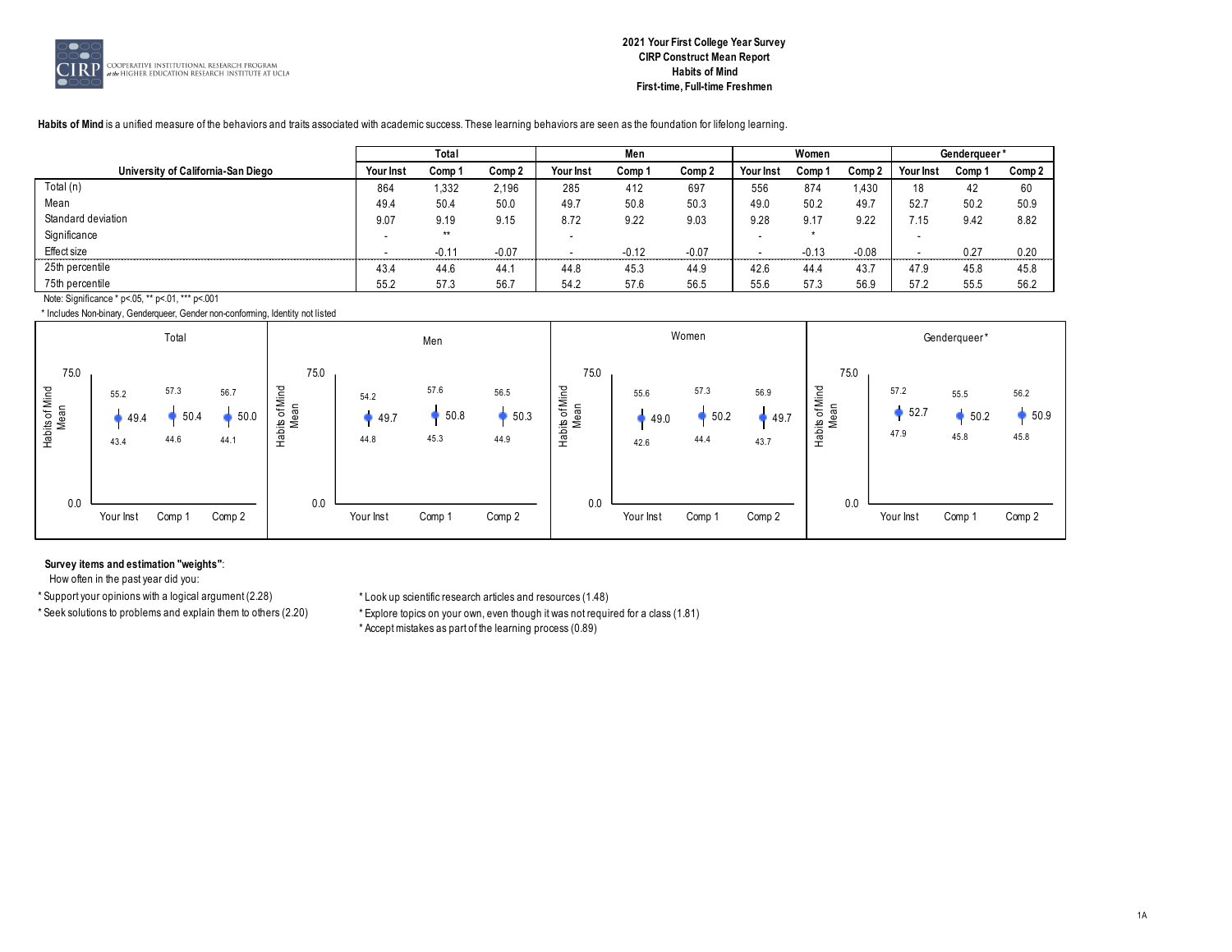**2021 Your First College Year Survey**
**CIRP Construct Mean Report**
**Habits of Mind**
**First-time, Full-time Freshmen**

**Habits of Mind** is a unified measure of the behaviors and traits associated with academic success. These learning behaviors are seen as the foundation for lifelong learning.

| | Total | | | Men | | | Women | | | Genderqueer* | | |
|---|---|---|---|---|---|---|---|---|---|---|---|---|
| **University of California-San Diego** | **Your Inst** | **Comp 1** | **Comp 2** | **Your Inst** | **Comp 1** | **Comp 2** | **Your Inst** | **Comp 1** | **Comp 2** | **Your Inst** | **Comp 1** | **Comp 2** |
| Total (n) | 864 | 1,332 | 2,196 | 285 | 412 | 697 | 556 | 874 | 1,430 | 18 | 42 | 60 |
| Mean | 49.4 | 50.4 | 50.0 | 49.7 | 50.8 | 50.3 | 49.0 | 50.2 | 49.7 | 52.7 | 50.2 | 50.9 |
| Standard deviation | 9.07 | 9.19 | 9.15 | 8.72 | 9.22 | 9.03 | 9.28 | 9.17 | 9.22 | 7.15 | 9.42 | 8.82 |
| Significance | - | ** | | - | | | - | * | | - | | |
| Effect size | - | -0.11 | -0.07 | - | -0.12 | -0.07 | - | -0.13 | -0.08 | - | 0.27 | 0.20 |
| 25th percentile | 43.4 | 44.6 | 44.1 | 44.8 | 45.3 | 44.9 | 42.6 | 44.4 | 43.7 | 47.9 | 45.8 | 45.8 |
| 75th percentile | 55.2 | 57.3 | 56.7 | 54.2 | 57.6 | 56.5 | 55.6 | 57.3 | 56.9 | 57.2 | 55.5 | 56.2 |

Note: Significance * p<.05, ** p<.01, *** p<.001

* Includes Non-binary, Genderqueer, Gender non-conforming, Identity not listed

**Survey items and estimation "weights"**:

How often in the past year did you:

* Support your opinions with a logical argument (2.28)
* Seek solutions to problems and explain them to others (2.20)
* Look up scientific research articles and resources (1.48)
* Explore topics on your own, even though it was not required for a class (1.81)
* Accept mistakes as part of the learning process (0.89)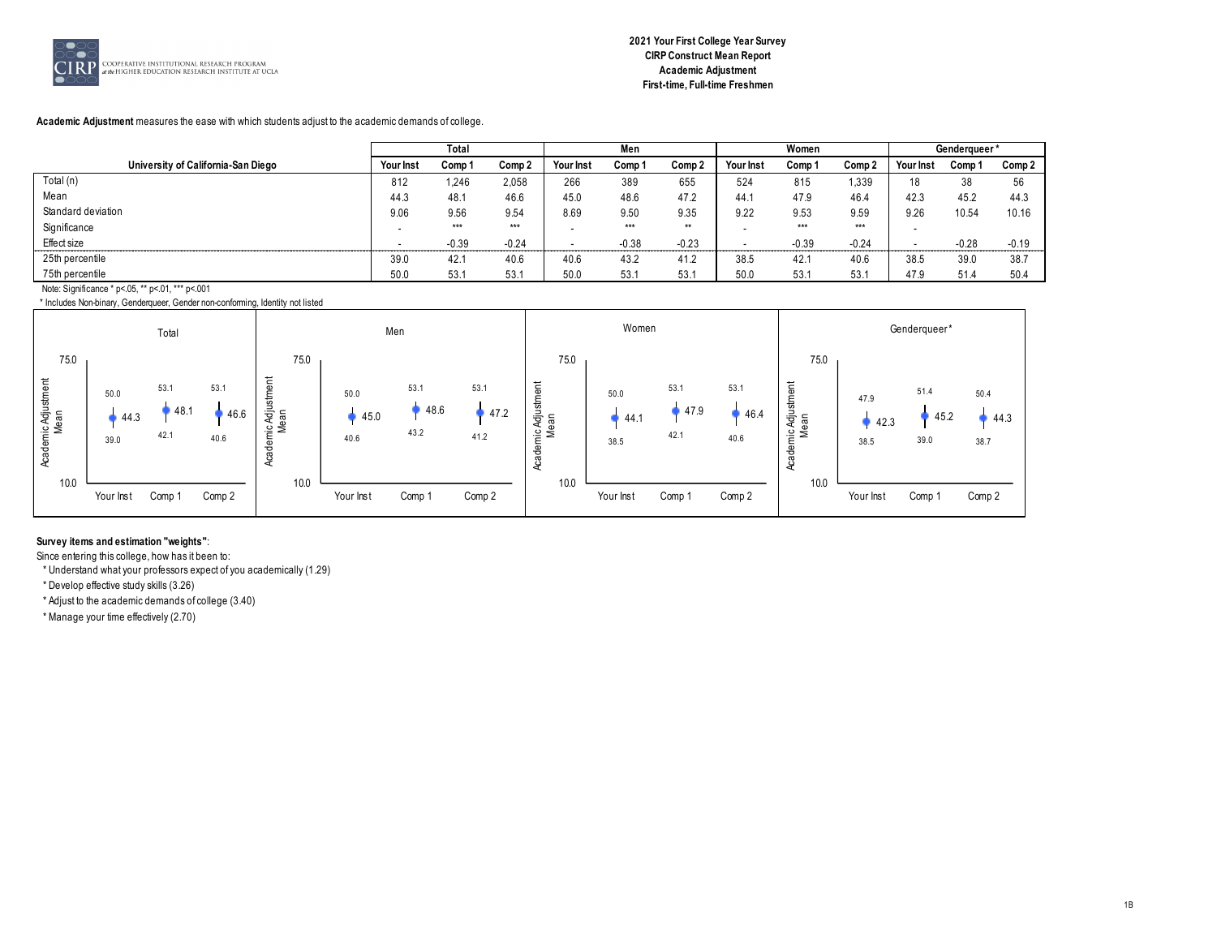**2021 Your First College Year Survey**
**CIRP Construct Mean Report**
**Academic Adjustment**
**First-time, Full-time Freshmen**

**Academic Adjustment** measures the ease with which students adjust to the academic demands of college.

| University of California-San Diego | Total | | | Men | | | Women | | | Genderqueer* | | |
|---|---|---|---|---|---|---|---|---|---|---|---|---|
| | Your Inst | Comp 1 | Comp 2 | Your Inst | Comp 1 | Comp 2 | Your Inst | Comp 1 | Comp 2 | Your Inst | Comp 1 | Comp 2 |
| Total (n) | 812 | 1,246 | 2,058 | 266 | 389 | 655 | 524 | 815 | 1,339 | 18 | 38 | 56 |
| Mean | 44.3 | 48.1 | 46.6 | 45.0 | 48.6 | 47.2 | 44.1 | 47.9 | 46.4 | 42.3 | 45.2 | 44.3 |
| Standard deviation | 9.06 | 9.56 | 9.54 | 8.69 | 9.50 | 9.35 | 9.22 | 9.53 | 9.59 | 9.26 | 10.54 | 10.16 |
| Significance | - | *** | *** | - | *** | ** | - | *** | *** | - | | |
| Effect size | - | -0.39 | -0.24 | - | -0.38 | -0.23 | - | -0.39 | -0.24 | - | -0.28 | -0.19 |
| 25th percentile | 39.0 | 42.1 | 40.6 | 40.6 | 43.2 | 41.2 | 38.5 | 42.1 | 40.6 | 38.5 | 39.0 | 38.7 |
| 75th percentile | 50.0 | 53.1 | 53.1 | 50.0 | 53.1 | 53.1 | 50.0 | 53.1 | 53.1 | 47.9 | 51.4 | 50.4 |

Note: Significance * p<.05, ** p<.01, *** p<.001

\* Includes Non-binary, Genderqueer, Gender non-conforming, Identity not listed

**Survey items and estimation "weights"**:

Since entering this college, how has it been to:

* Understand what your professors expect of you academically (1.29)
* Develop effective study skills (3.26)
* Adjust to the academic demands of college (3.40)
* Manage your time effectively (2.70)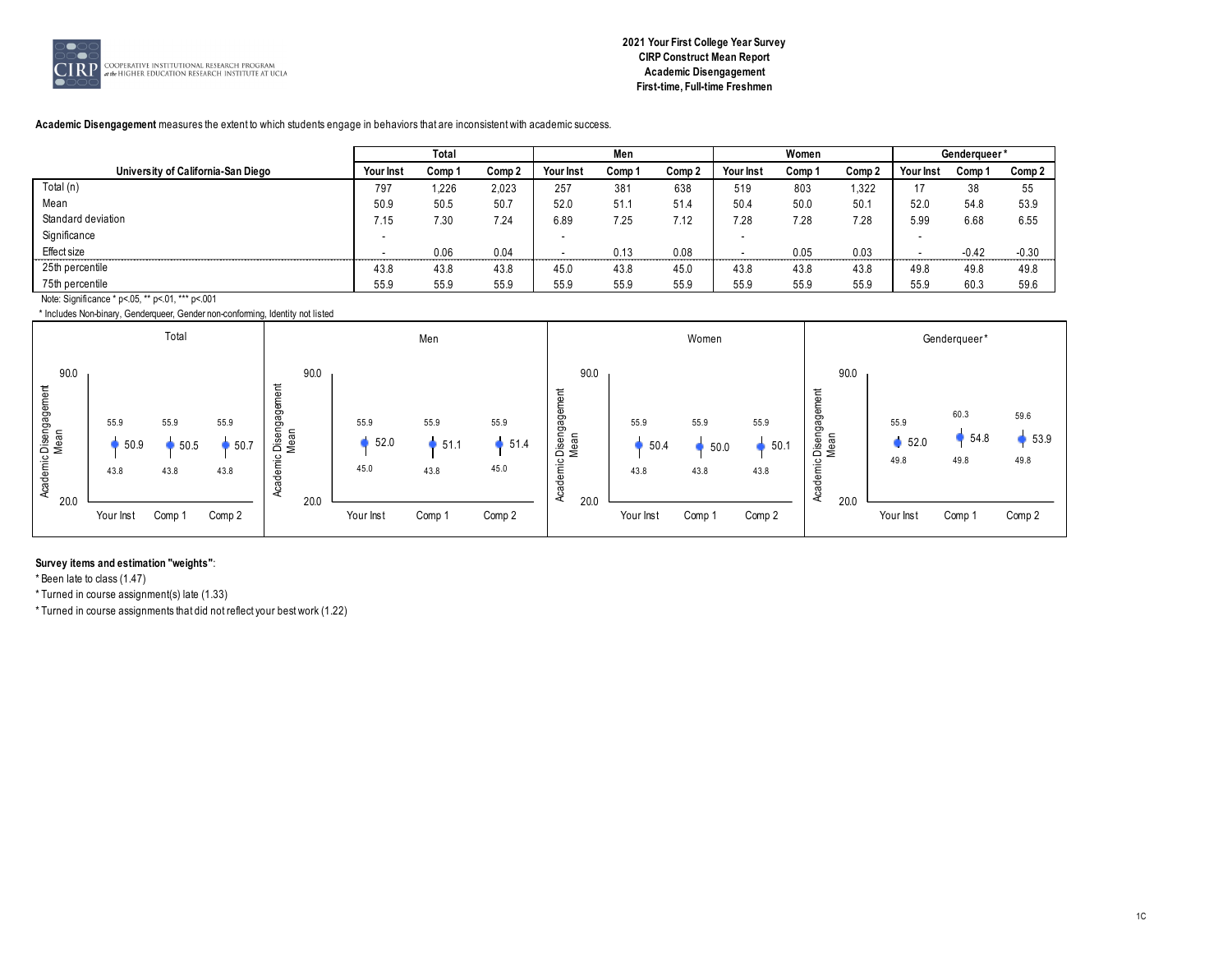**2021 Your First College Year Survey**
**CIRP Construct Mean Report**
**Academic Disengagement**
**First-time, Full-time Freshmen**

**Academic Disengagement** measures the extent to which students engage in behaviors that are inconsistent with academic success.

| | Total | | | Men | | | Women | | | Genderqueer* | | |
|---|---|---|---|---|---|---|---|---|---|---|---|---|
| **University of California-San Diego** | **Your Inst** | **Comp 1** | **Comp 2** | **Your Inst** | **Comp 1** | **Comp 2** | **Your Inst** | **Comp 1** | **Comp 2** | **Your Inst** | **Comp 1** | **Comp 2** |
| Total (n) | 797 | 1,226 | 2,023 | 257 | 381 | 638 | 519 | 803 | 1,322 | 17 | 38 | 55 |
| Mean | 50.9 | 50.5 | 50.7 | 52.0 | 51.1 | 51.4 | 50.4 | 50.0 | 50.1 | 52.0 | 54.8 | 53.9 |
| Standard deviation | 7.15 | 7.30 | 7.24 | 6.89 | 7.25 | 7.12 | 7.28 | 7.28 | 7.28 | 5.99 | 6.68 | 6.55 |
| Significance | - | | | - | | | - | | | - | | |
| Effect size | - | 0.06 | 0.04 | - | 0.13 | 0.08 | - | 0.05 | 0.03 | - | -0.42 | -0.30 |
| 25th percentile | 43.8 | 43.8 | 43.8 | 45.0 | 43.8 | 45.0 | 43.8 | 43.8 | 43.8 | 49.8 | 49.8 | 49.8 |
| 75th percentile | 55.9 | 55.9 | 55.9 | 55.9 | 55.9 | 55.9 | 55.9 | 55.9 | 55.9 | 55.9 | 60.3 | 59.6 |

Note: Significance * p<.05, ** p<.01, *** p<.001

* Includes Non-binary, Genderqueer, Gender non-conforming, Identity not listed

**Survey items and estimation "weights"**:

* Been late to class (1.47)
* Turned in course assignment(s) late (1.33)
* Turned in course assignments that did not reflect your best work (1.22)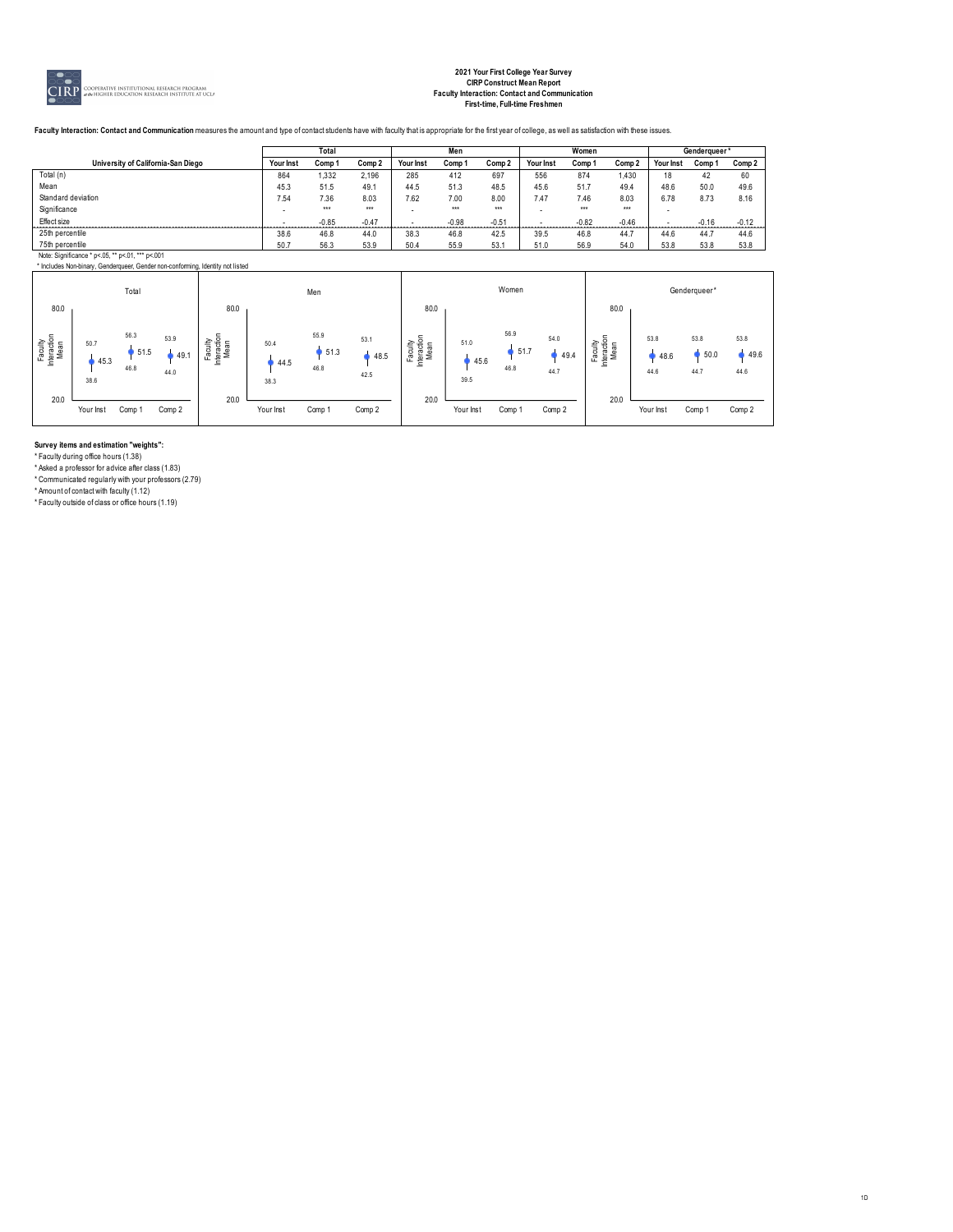**2021 Your First College Year Survey**
**CIRP Construct Mean Report**
**Faculty Interaction: Contact and Communication**
**First-time, Full-time Freshmen**

**Faculty Interaction: Contact and Communication** measures the amount and type of contact students have with faculty that is appropriate for the first year of college, as well as satisfaction with these issues.

| University of California-San Diego | Total | | | Men | | | Women | | | Genderqueer* | | |
|---|---|---|---|---|---|---|---|---|---|---|---|---|
| | Your Inst | Comp 1 | Comp 2 | Your Inst | Comp 1 | Comp 2 | Your Inst | Comp 1 | Comp 2 | Your Inst | Comp 1 | Comp 2 |
| Total (n) | 864 | 1,332 | 2,196 | 285 | 412 | 697 | 556 | 874 | 1,430 | 18 | 42 | 60 |
| Mean | 45.3 | 51.5 | 49.1 | 44.5 | 51.3 | 48.5 | 45.6 | 51.7 | 49.4 | 48.6 | 50.0 | 49.6 |
| Standard deviation | 7.54 | 7.36 | 8.03 | 7.62 | 7.00 | 8.00 | 7.47 | 7.46 | 8.03 | 6.78 | 8.73 | 8.16 |
| Significance | - | *** | *** | - | *** | *** | - | *** | *** | - | | |
| Effect size | - | -0.85 | -0.47 | - | -0.98 | -0.51 | - | -0.82 | -0.46 | - | -0.16 | -0.12 |
| 25th percentile | 38.6 | 46.8 | 44.0 | 38.3 | 46.8 | 42.5 | 39.5 | 46.8 | 44.7 | 44.6 | 44.7 | 44.6 |
| 75th percentile | 50.7 | 56.3 | 53.9 | 50.4 | 55.9 | 53.1 | 51.0 | 56.9 | 54.0 | 53.8 | 53.8 | 53.8 |

Note: Significance * p<.05, ** p<.01, *** p<.001

* Includes Non-binary, Genderqueer, Gender non-conforming, Identity not listed

**Survey items and estimation "weights":**

* Faculty during office hours (1.38)
* Asked a professor for advice after class (1.83)
* Communicated regularly with your professors (2.79)
* Amount of contact with faculty (1.12)
* Faculty outside of class or office hours (1.19)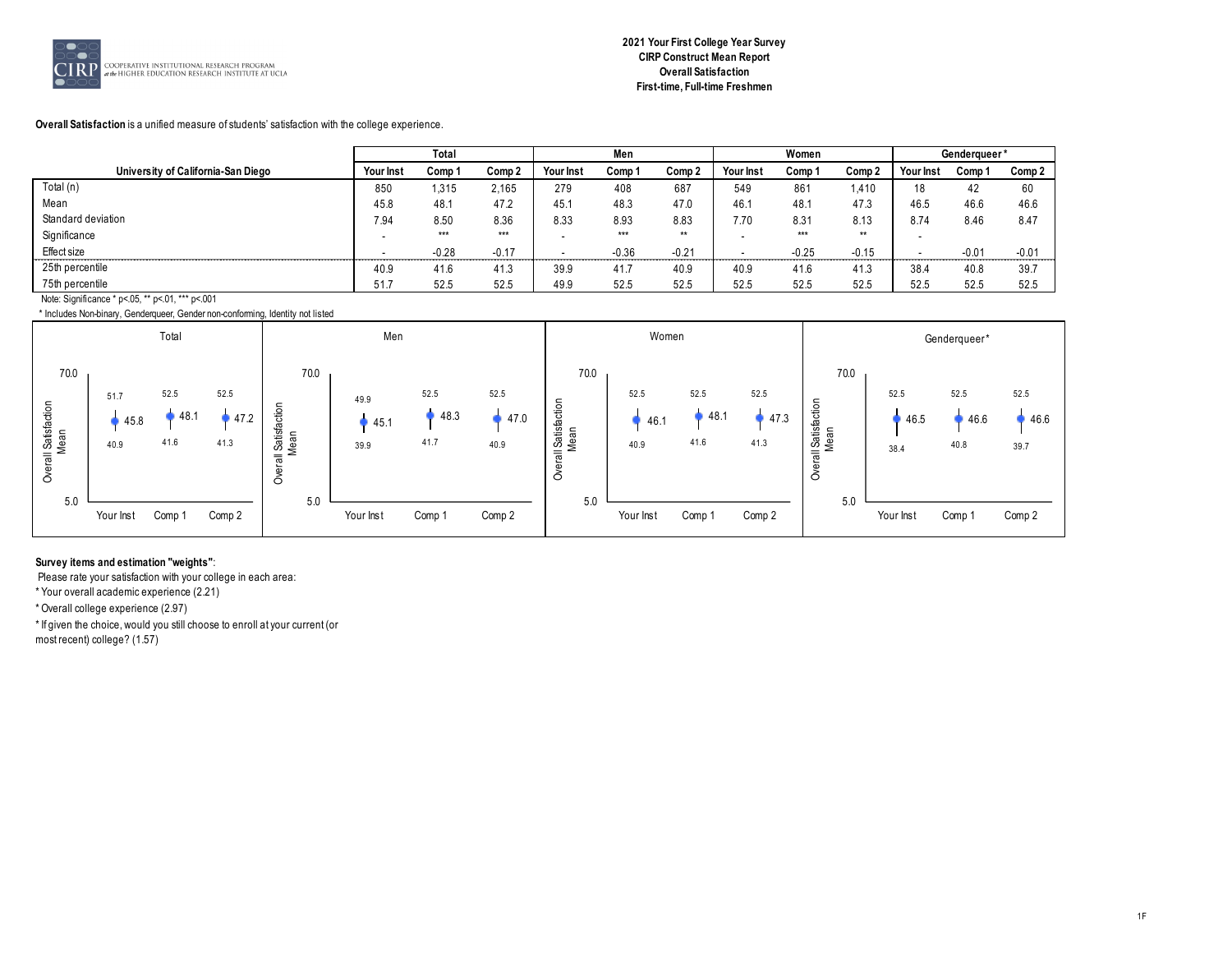**2021 Your First College Year Survey**
**CIRP Construct Mean Report**
**Overall Satisfaction**
**First-time, Full-time Freshmen**

**Overall Satisfaction** is a unified measure of students' satisfaction with the college experience.

| University of California-San Diego | Total | | | Men | | | Women | | | Genderqueer* | | |
|---|---|---|---|---|---|---|---|---|---|---|---|---|
| | Your Inst | Comp 1 | Comp 2 | Your Inst | Comp 1 | Comp 2 | Your Inst | Comp 1 | Comp 2 | Your Inst | Comp 1 | Comp 2 |
| Total (n) | 850 | 1,315 | 2,165 | 279 | 408 | 687 | 549 | 861 | 1,410 | 18 | 42 | 60 |
| Mean | 45.8 | 48.1 | 47.2 | 45.1 | 48.3 | 47.0 | 46.1 | 48.1 | 47.3 | 46.5 | 46.6 | 46.6 |
| Standard deviation | 7.94 | 8.50 | 8.36 | 8.33 | 8.93 | 8.83 | 7.70 | 8.31 | 8.13 | 8.74 | 8.46 | 8.47 |
| Significance | - | *** | *** | - | *** | ** | - | *** | ** | - | | |
| Effect size | - | -0.28 | -0.17 | - | -0.36 | -0.21 | - | -0.25 | -0.15 | - | -0.01 | -0.01 |
| 25th percentile | 40.9 | 41.6 | 41.3 | 39.9 | 41.7 | 40.9 | 40.9 | 41.6 | 41.3 | 38.4 | 40.8 | 39.7 |
| 75th percentile | 51.7 | 52.5 | 52.5 | 49.9 | 52.5 | 52.5 | 52.5 | 52.5 | 52.5 | 52.5 | 52.5 | 52.5 |

Note: Significance * p<.05, ** p<.01, *** p<.001

* Includes Non-binary, Genderqueer, Gender non-conforming, Identity not listed

**Survey items and estimation "weights"**:

Please rate your satisfaction with your college in each area:

* Your overall academic experience (2.21)
* Overall college experience (2.97)
* If given the choice, would you still choose to enroll at your current (or most recent) college? (1.57)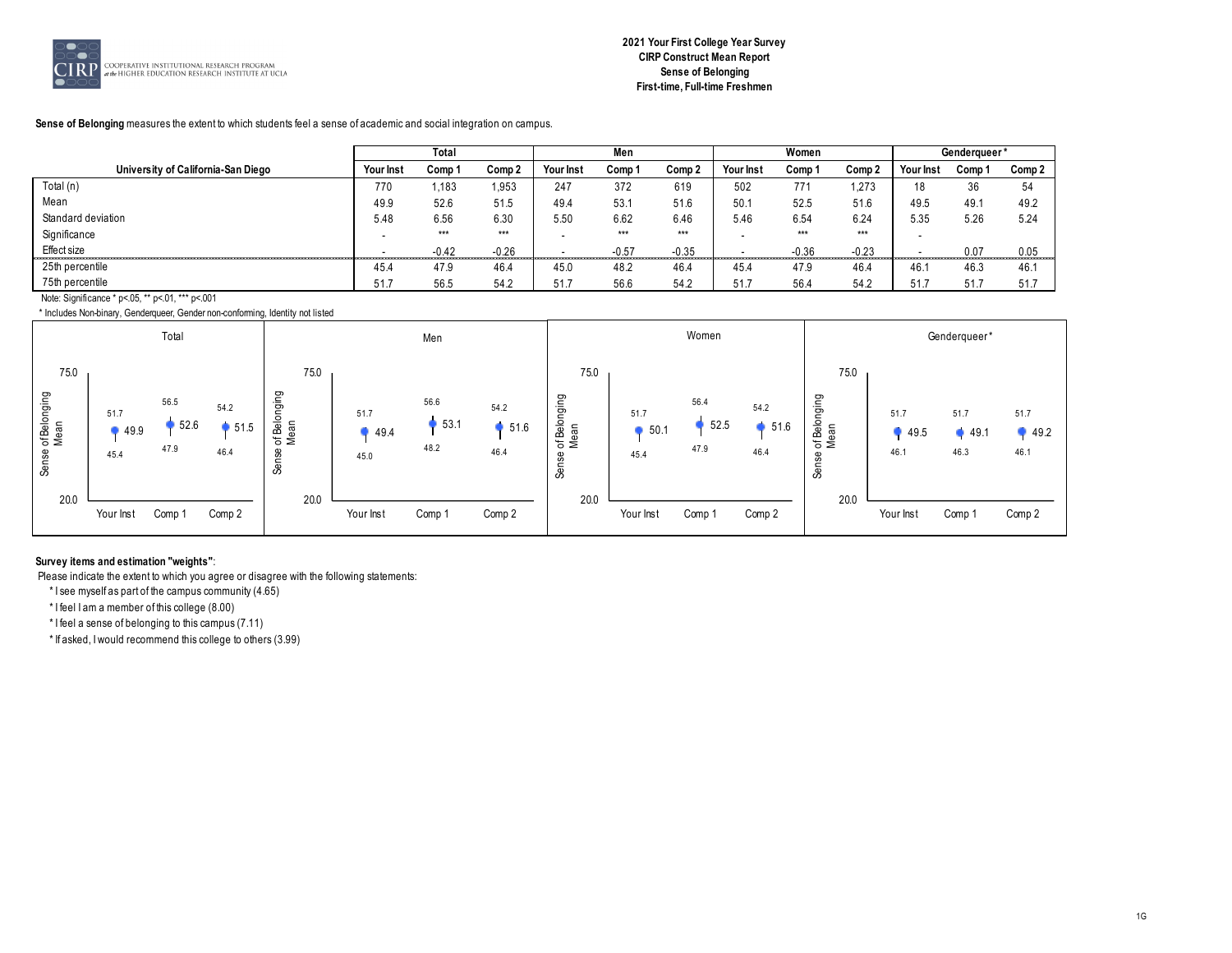**2021 Your First College Year Survey**
**CIRP Construct Mean Report**
**Sense of Belonging**
**First-time, Full-time Freshmen**

**Sense of Belonging** measures the extent to which students feel a sense of academic and social integration on campus.

| University of California-San Diego | Total | | | Men | | | Women | | | Genderqueer* | | |
|---|---|---|---|---|---|---|---|---|---|---|---|---|
| | Your Inst | Comp 1 | Comp 2 | Your Inst | Comp 1 | Comp 2 | Your Inst | Comp 1 | Comp 2 | Your Inst | Comp 1 | Comp 2 |
| Total (n) | 770 | 1,183 | 1,953 | 247 | 372 | 619 | 502 | 771 | 1,273 | 18 | 36 | 54 |
| Mean | 49.9 | 52.6 | 51.5 | 49.4 | 53.1 | 51.6 | 50.1 | 52.5 | 51.6 | 49.5 | 49.1 | 49.2 |
| Standard deviation | 5.48 | 6.56 | 6.30 | 5.50 | 6.62 | 6.46 | 5.46 | 6.54 | 6.24 | 5.35 | 5.26 | 5.24 |
| Significance | - | *** | *** | - | *** | *** | - | *** | *** | - | | |
| Effect size | - | -0.42 | -0.26 | - | -0.57 | -0.35 | - | -0.36 | -0.23 | - | 0.07 | 0.05 |
| 25th percentile | 45.4 | 47.9 | 46.4 | 45.0 | 48.2 | 46.4 | 45.4 | 47.9 | 46.4 | 46.1 | 46.3 | 46.1 |
| 75th percentile | 51.7 | 56.5 | 54.2 | 51.7 | 56.6 | 54.2 | 51.7 | 56.4 | 54.2 | 51.7 | 51.7 | 51.7 |

Note: Significance * p<.05, ** p<.01, *** p<.001

* Includes Non-binary, Genderqueer, Gender non-conforming, Identity not listed

**Survey items and estimation "weights"**:

Please indicate the extent to which you agree or disagree with the following statements:

* I see myself as part of the campus community (4.65)
* I feel I am a member of this college (8.00)
* I feel a sense of belonging to this campus (7.11)
* If asked, I would recommend this college to others (3.99)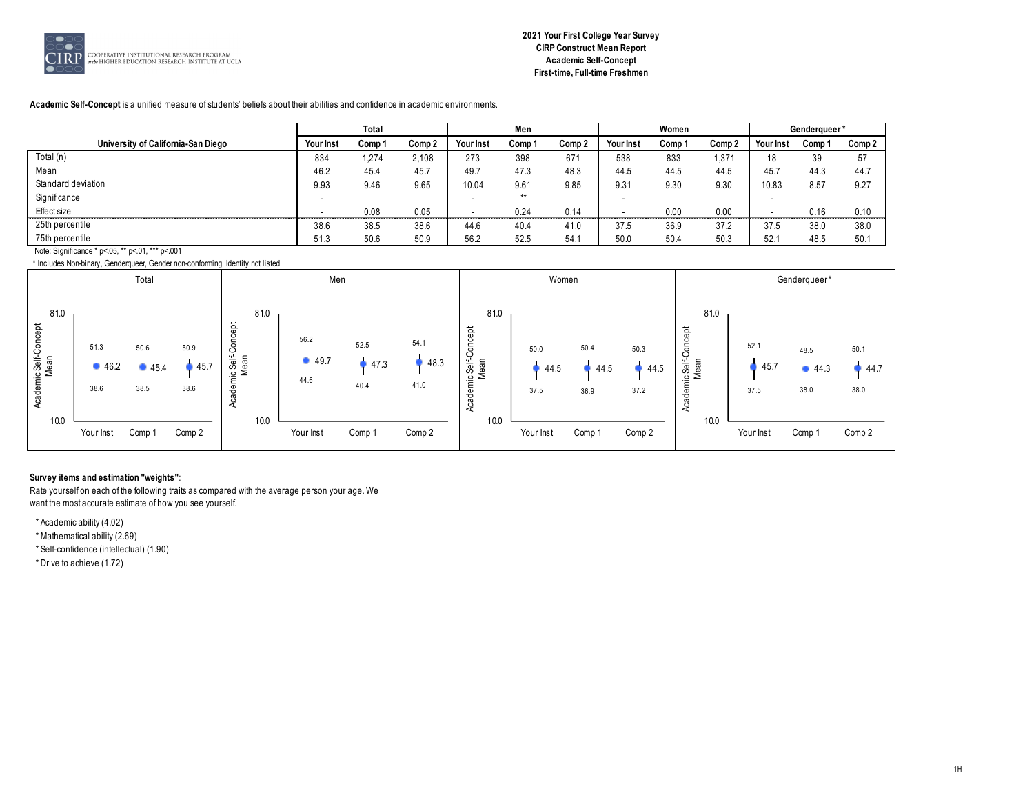**2021 Your First College Year Survey**
**CIRP Construct Mean Report**
**Academic Self-Concept**
**First-time, Full-time Freshmen**

**Academic Self-Concept** is a unified measure of students' beliefs about their abilities and confidence in academic environments.

| University of California-San Diego | Total | | | Men | | | Women | | | Genderqueer* | | |
|---|---|---|---|---|---|---|---|---|---|---|---|---|
| | Your Inst | Comp 1 | Comp 2 | Your Inst | Comp 1 | Comp 2 | Your Inst | Comp 1 | Comp 2 | Your Inst | Comp 1 | Comp 2 |
| Total (n) | 834 | 1,274 | 2,108 | 273 | 398 | 671 | 538 | 833 | 1,371 | 18 | 39 | 57 |
| Mean | 46.2 | 45.4 | 45.7 | 49.7 | 47.3 | 48.3 | 44.5 | 44.5 | 44.5 | 45.7 | 44.3 | 44.7 |
| Standard deviation | 9.93 | 9.46 | 9.65 | 10.04 | 9.61 | 9.85 | 9.31 | 9.30 | 9.30 | 10.83 | 8.57 | 9.27 |
| Significance | - | | | - | ** | | - | | | - | | |
| Effect size | - | 0.08 | 0.05 | - | 0.24 | 0.14 | - | 0.00 | 0.00 | - | 0.16 | 0.10 |
| 25th percentile | 38.6 | 38.5 | 38.6 | 44.6 | 40.4 | 41.0 | 37.5 | 36.9 | 37.2 | 37.5 | 38.0 | 38.0 |
| 75th percentile | 51.3 | 50.6 | 50.9 | 56.2 | 52.5 | 54.1 | 50.0 | 50.4 | 50.3 | 52.1 | 48.5 | 50.1 |

Note: Significance * p<.05, ** p<.01, *** p<.001

* Includes Non-binary, Genderqueer, Gender non-conforming, Identity not listed

**Survey items and estimation "weights"**:

Rate yourself on each of the following traits as compared with the average person your age. We want the most accurate estimate of how you see yourself.

* Academic ability (4.02)
* Mathematical ability (2.69)
* Self-confidence (intellectual) (1.90)
* Drive to achieve (1.72)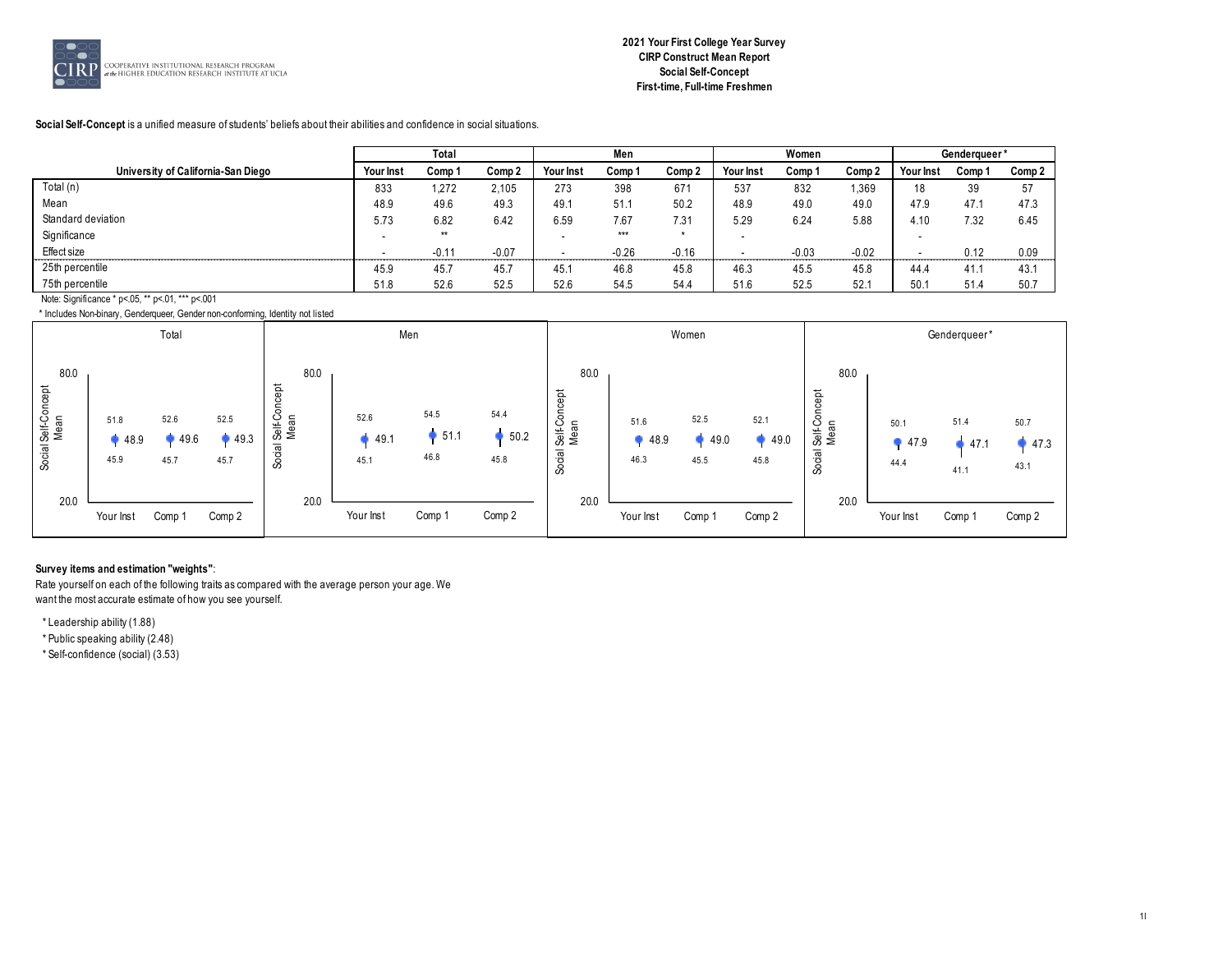**2021 Your First College Year Survey**
**CIRP Construct Mean Report**
**Social Self-Concept**
**First-time, Full-time Freshmen**

**Social Self-Concept** is a unified measure of students' beliefs about their abilities and confidence in social situations.

| University of California-San Diego | Total | | | Men | | | Women | | | Genderqueer* | | |
|---|---|---|---|---|---|---|---|---|---|---|---|---|
| | Your Inst | Comp 1 | Comp 2 | Your Inst | Comp 1 | Comp 2 | Your Inst | Comp 1 | Comp 2 | Your Inst | Comp 1 | Comp 2 |
| Total (n) | 833 | 1,272 | 2,105 | 273 | 398 | 671 | 537 | 832 | 1,369 | 18 | 39 | 57 |
| Mean | 48.9 | 49.6 | 49.3 | 49.1 | 51.1 | 50.2 | 48.9 | 49.0 | 49.0 | 47.9 | 47.1 | 47.3 |
| Standard deviation | 5.73 | 6.82 | 6.42 | 6.59 | 7.67 | 7.31 | 5.29 | 6.24 | 5.88 | 4.10 | 7.32 | 6.45 |
| Significance | - | ** | | - | *** | * | - | | | - | | |
| Effect size | - | -0.11 | -0.07 | - | -0.26 | -0.16 | - | -0.03 | -0.02 | - | 0.12 | 0.09 |
| 25th percentile | 45.9 | 45.7 | 45.7 | 45.1 | 46.8 | 45.8 | 46.3 | 45.5 | 45.8 | 44.4 | 41.1 | 43.1 |
| 75th percentile | 51.8 | 52.6 | 52.5 | 52.6 | 54.5 | 54.4 | 51.6 | 52.5 | 52.1 | 50.1 | 51.4 | 50.7 |

Note: Significance * p<.05, ** p<.01, *** p<.001

* Includes Non-binary, Genderqueer, Gender non-conforming, Identity not listed

**Survey items and estimation "weights"**:

Rate yourself on each of the following traits as compared with the average person your age. We want the most accurate estimate of how you see yourself.

* Leadership ability (1.88)
* Public speaking ability (2.48)
* Self-confidence (social) (3.53)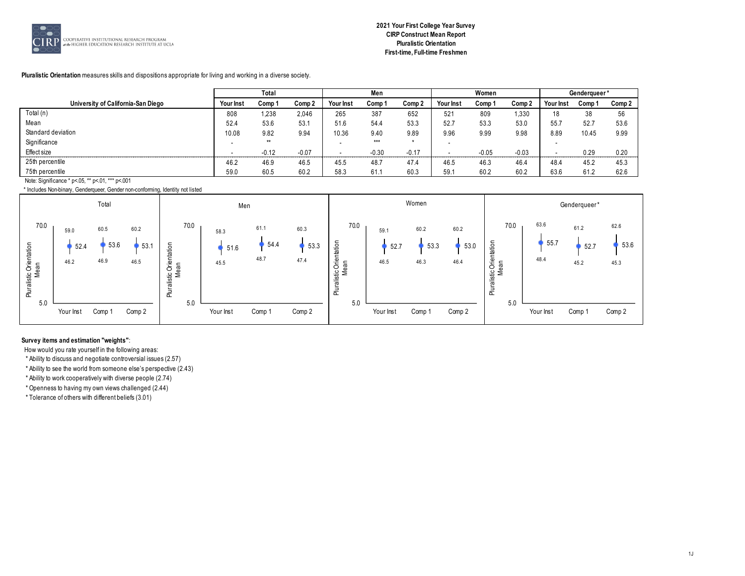**2021 Your First College Year Survey**
**CIRP Construct Mean Report**
**Pluralistic Orientation**
**First-time, Full-time Freshmen**

**Pluralistic Orientation** measures skills and dispositions appropriate for living and working in a diverse society.

| | Total | | | Men | | | Women | | | Genderqueer* | | |
|---|---|---|---|---|---|---|---|---|---|---|---|---|
| **University of California-San Diego** | **Your Inst** | **Comp 1** | **Comp 2** | **Your Inst** | **Comp 1** | **Comp 2** | **Your Inst** | **Comp 1** | **Comp 2** | **Your Inst** | **Comp 1** | **Comp 2** |
| Total (n) | 808 | 1,238 | 2,046 | 265 | 387 | 652 | 521 | 809 | 1,330 | 18 | 38 | 56 |
| Mean | 52.4 | 53.6 | 53.1 | 51.6 | 54.4 | 53.3 | 52.7 | 53.3 | 53.0 | 55.7 | 52.7 | 53.6 |
| Standard deviation | 10.08 | 9.82 | 9.94 | 10.36 | 9.40 | 9.89 | 9.96 | 9.99 | 9.98 | 8.89 | 10.45 | 9.99 |
| Significance | - | ** | | - | *** | * | - | | | - | | |
| Effect size | - | -0.12 | -0.07 | - | -0.30 | -0.17 | - | -0.05 | -0.03 | - | 0.29 | 0.20 |
| 25th percentile | 46.2 | 46.9 | 46.5 | 45.5 | 48.7 | 47.4 | 46.5 | 46.3 | 46.4 | 48.4 | 45.2 | 45.3 |
| 75th percentile | 59.0 | 60.5 | 60.2 | 58.3 | 61.1 | 60.3 | 59.1 | 60.2 | 60.2 | 63.6 | 61.2 | 62.6 |

Note: Significance * p<.05, ** p<.01, *** p<.001

* Includes Non-binary, Genderqueer, Gender non-conforming, Identity not listed

**Survey items and estimation "weights"**:

How would you rate yourself in the following areas:

* Ability to discuss and negotiate controversial issues (2.57)
* Ability to see the world from someone else's perspective (2.43)
* Ability to work cooperatively with diverse people (2.74)
* Openness to having my own views challenged (2.44)
* Tolerance of others with different beliefs (3.01)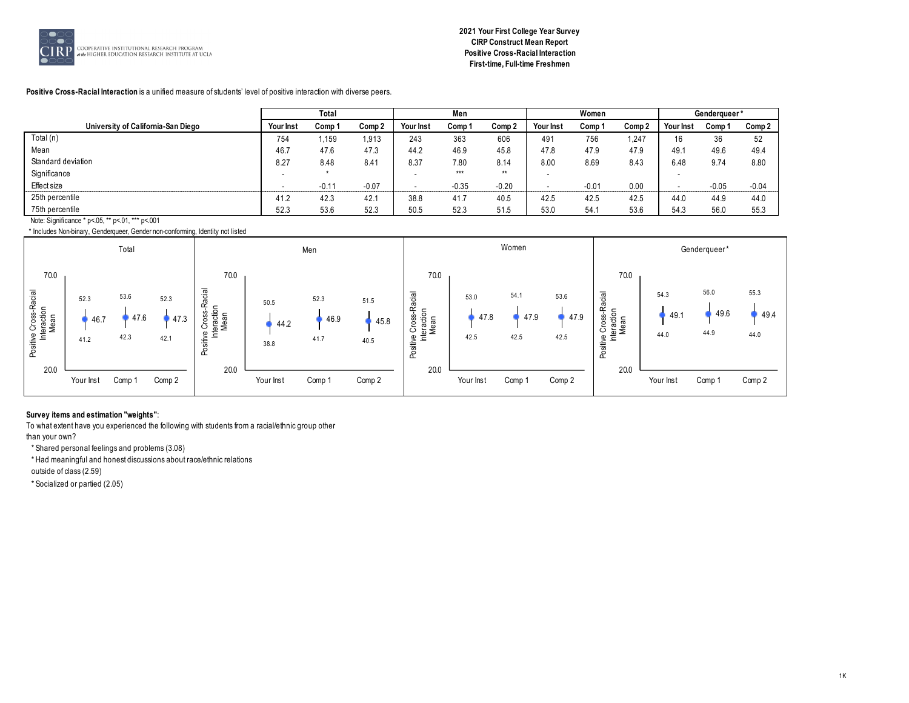**2021 Your First College Year Survey**
**CIRP Construct Mean Report**
**Positive Cross-Racial Interaction**
**First-time, Full-time Freshmen**

**Positive Cross-Racial Interaction** is a unified measure of students' level of positive interaction with diverse peers.

| | Total | | | Men | | | Women | | | Genderqueer* | | |
|---|---|---|---|---|---|---|---|---|---|---|---|---|
| **University of California-San Diego** | **Your Inst** | **Comp 1** | **Comp 2** | **Your Inst** | **Comp 1** | **Comp 2** | **Your Inst** | **Comp 1** | **Comp 2** | **Your Inst** | **Comp 1** | **Comp 2** |
| Total (n) | 754 | 1,159 | 1,913 | 243 | 363 | 606 | 491 | 756 | 1,247 | 16 | 36 | 52 |
| Mean | 46.7 | 47.6 | 47.3 | 44.2 | 46.9 | 45.8 | 47.8 | 47.9 | 47.9 | 49.1 | 49.6 | 49.4 |
| Standard deviation | 8.27 | 8.48 | 8.41 | 8.37 | 7.80 | 8.14 | 8.00 | 8.69 | 8.43 | 6.48 | 9.74 | 8.80 |
| Significance | - | * | | - | *** | ** | - | | | - | | |
| Effect size | - | -0.11 | -0.07 | - | -0.35 | -0.20 | - | -0.01 | 0.00 | - | -0.05 | -0.04 |
| 25th percentile | 41.2 | 42.3 | 42.1 | 38.8 | 41.7 | 40.5 | 42.5 | 42.5 | 42.5 | 44.0 | 44.9 | 44.0 |
| 75th percentile | 52.3 | 53.6 | 52.3 | 50.5 | 52.3 | 51.5 | 53.0 | 54.1 | 53.6 | 54.3 | 56.0 | 55.3 |

Note: Significance * p<.05, ** p<.01, *** p<.001

* Includes Non-binary, Genderqueer, Gender non-conforming, Identity not listed

**Survey items and estimation "weights"**:

To what extent have you experienced the following with students from a racial/ethnic group other than your own?

* Shared personal feelings and problems (3.08)
* Had meaningful and honest discussions about race/ethnic relations outside of class (2.59)
* Socialized or partied (2.05)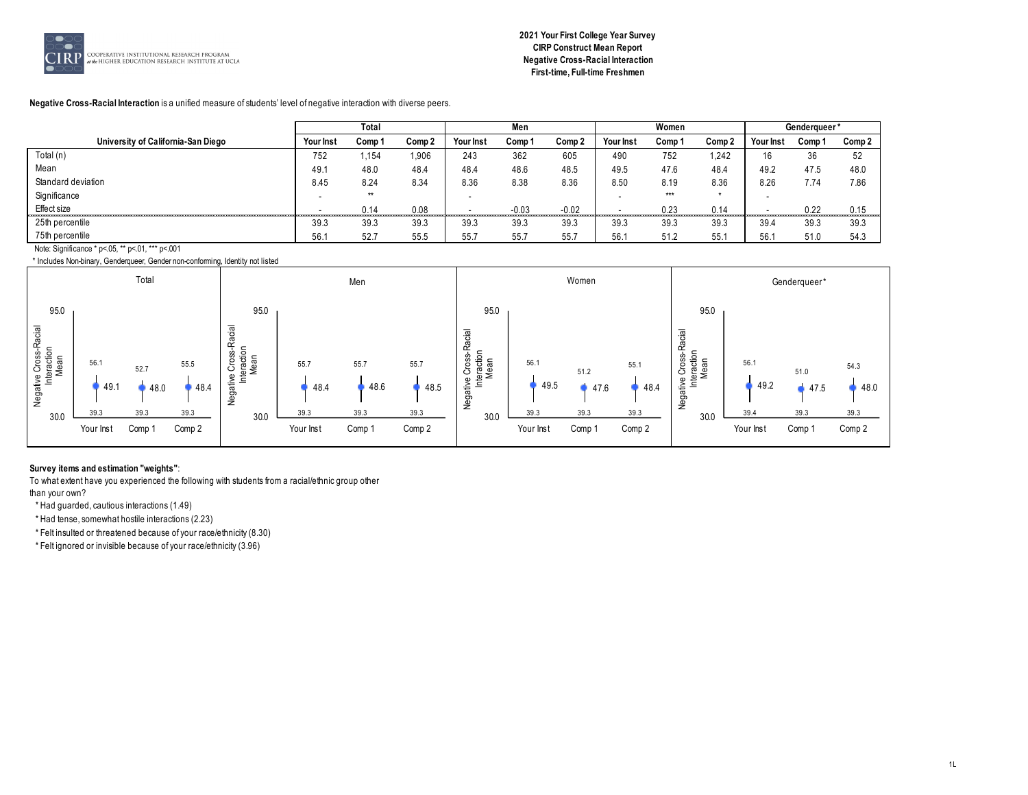**2021 Your First College Year Survey**
**CIRP Construct Mean Report**
**Negative Cross-Racial Interaction**
**First-time, Full-time Freshmen**

**Negative Cross-Racial Interaction** is a unified measure of students' level of negative interaction with diverse peers.

| | Total | | | Men | | | Women | | | Genderqueer* | | |
|---|---|---|---|---|---|---|---|---|---|---|---|---|
| **University of California-San Diego** | **Your Inst** | **Comp 1** | **Comp 2** | **Your Inst** | **Comp 1** | **Comp 2** | **Your Inst** | **Comp 1** | **Comp 2** | **Your Inst** | **Comp 1** | **Comp 2** |
| Total (n) | 752 | 1,154 | 1,906 | 243 | 362 | 605 | 490 | 752 | 1,242 | 16 | 36 | 52 |
| Mean | 49.1 | 48.0 | 48.4 | 48.4 | 48.6 | 48.5 | 49.5 | 47.6 | 48.4 | 49.2 | 47.5 | 48.0 |
| Standard deviation | 8.45 | 8.24 | 8.34 | 8.36 | 8.38 | 8.36 | 8.50 | 8.19 | 8.36 | 8.26 | 7.74 | 7.86 |
| Significance | - | ** | | - | | | - | *** | * | - | | |
| Effect size | - | 0.14 | 0.08 | - | -0.03 | -0.02 | - | 0.23 | 0.14 | - | 0.22 | 0.15 |
| 25th percentile | 39.3 | 39.3 | 39.3 | 39.3 | 39.3 | 39.3 | 39.3 | 39.3 | 39.3 | 39.4 | 39.3 | 39.3 |
| 75th percentile | 56.1 | 52.7 | 55.5 | 55.7 | 55.7 | 55.7 | 56.1 | 51.2 | 55.1 | 56.1 | 51.0 | 54.3 |

Note: Significance * p<.05, ** p<.01, *** p<.001

* Includes Non-binary, Genderqueer, Gender non-conforming, Identity not listed

**Survey items and estimation "weights"**:

To what extent have you experienced the following with students from a racial/ethnic group other than your own?

* Had guarded, cautious interactions (1.49)
* Had tense, somewhat hostile interactions (2.23)
* Felt insulted or threatened because of your race/ethnicity (8.30)
* Felt ignored or invisible because of your race/ethnicity (3.96)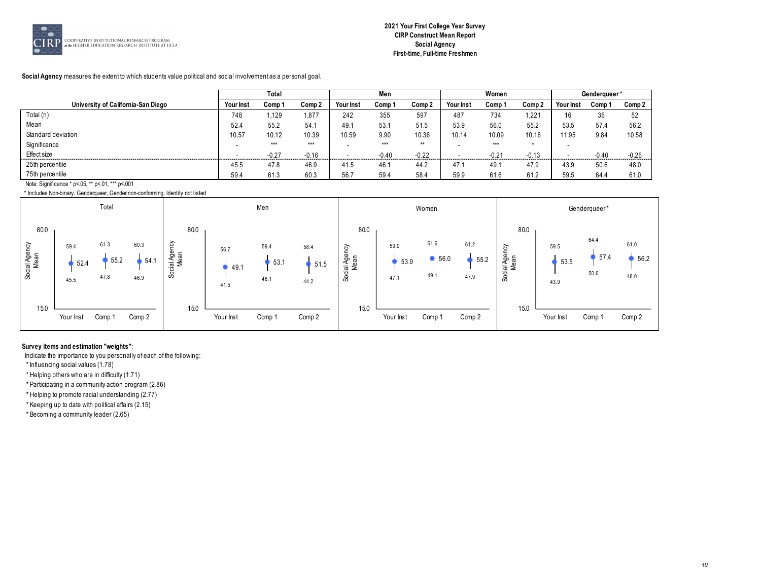**2021 Your First College Year Survey**
**CIRP Construct Mean Report**
**Social Agency**
**First-time, Full-time Freshmen**

**Social Agency** measures the extent to which students value political and social involvement as a personal goal.

| University of California-San Diego | Total | | | Men | | | Women | | | Genderqueer* | | |
|---|---|---|---|---|---|---|---|---|---|---|---|---|
| | Your Inst | Comp 1 | Comp 2 | Your Inst | Comp 1 | Comp 2 | Your Inst | Comp 1 | Comp 2 | Your Inst | Comp 1 | Comp 2 |
| Total (n) | 748 | 1,129 | 1,877 | 242 | 355 | 597 | 487 | 734 | 1,221 | 16 | 36 | 52 |
| Mean | 52.4 | 55.2 | 54.1 | 49.1 | 53.1 | 51.5 | 53.9 | 56.0 | 55.2 | 53.5 | 57.4 | 56.2 |
| Standard deviation | 10.57 | 10.12 | 10.39 | 10.59 | 9.90 | 10.36 | 10.14 | 10.09 | 10.16 | 11.95 | 9.84 | 10.58 |
| Significance | - | *** | *** | - | *** | ** | - | *** | * | - | | |
| Effect size | - | -0.27 | -0.16 | - | -0.40 | -0.22 | - | -0.21 | -0.13 | - | -0.40 | -0.26 |
| 25th percentile | 45.5 | 47.8 | 46.9 | 41.5 | 46.1 | 44.2 | 47.1 | 49.1 | 47.9 | 43.9 | 50.6 | 48.0 |
| 75th percentile | 59.4 | 61.3 | 60.3 | 56.7 | 59.4 | 58.4 | 59.9 | 61.6 | 61.2 | 59.5 | 64.4 | 61.0 |

Note: Significance * p<.05, ** p<.01, *** p<.001

* Includes Non-binary, Genderqueer, Gender non-conforming, Identity not listed

**Survey items and estimation "weights"**:

Indicate the importance to you personally of each of the following:

* Influencing social values (1.78)
* Helping others who are in difficulty (1.71)
* Participating in a community action program (2.86)
* Helping to promote racial understanding (2.77)
* Keeping up to date with political affairs (2.15)
* Becoming a community leader (2.65)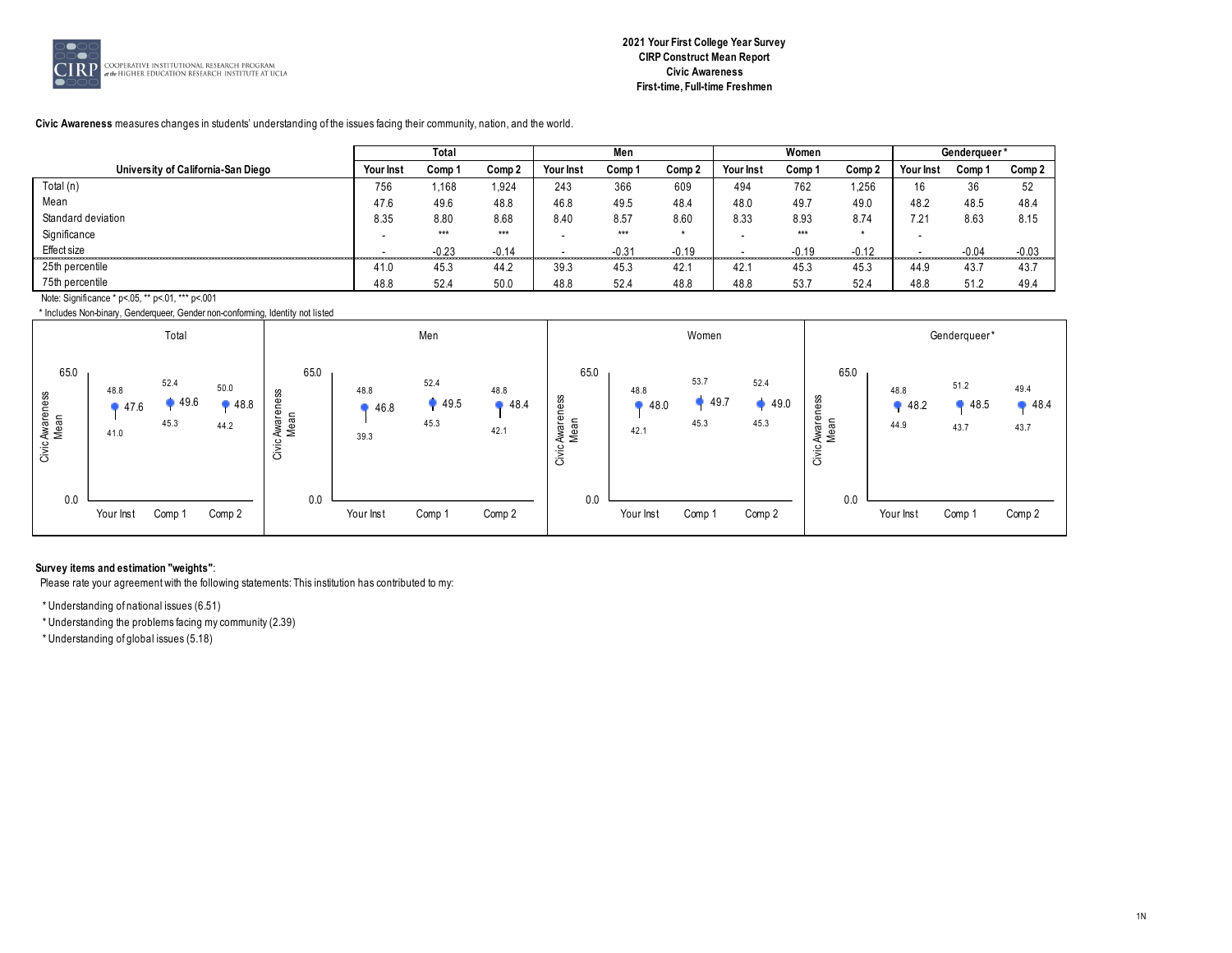**2021 Your First College Year Survey**
**CIRP Construct Mean Report**
**Civic Awareness**
**First-time, Full-time Freshmen**

**Civic Awareness** measures changes in students' understanding of the issues facing their community, nation, and the world.

| | Total | | | Men | | | Women | | | Genderqueer* | | |
|---|---|---|---|---|---|---|---|---|---|---|---|---|
| **University of California-San Diego** | **Your Inst** | **Comp 1** | **Comp 2** | **Your Inst** | **Comp 1** | **Comp 2** | **Your Inst** | **Comp 1** | **Comp 2** | **Your Inst** | **Comp 1** | **Comp 2** |
| Total (n) | 756 | 1,168 | 1,924 | 243 | 366 | 609 | 494 | 762 | 1,256 | 16 | 36 | 52 |
| Mean | 47.6 | 49.6 | 48.8 | 46.8 | 49.5 | 48.4 | 48.0 | 49.7 | 49.0 | 48.2 | 48.5 | 48.4 |
| Standard deviation | 8.35 | 8.80 | 8.68 | 8.40 | 8.57 | 8.60 | 8.33 | 8.93 | 8.74 | 7.21 | 8.63 | 8.15 |
| Significance | - | *** | *** | - | *** | * | - | *** | * | - | | |
| Effect size | - | -0.23 | -0.14 | - | -0.31 | -0.19 | - | -0.19 | -0.12 | - | -0.04 | -0.03 |
| 25th percentile | 41.0 | 45.3 | 44.2 | 39.3 | 45.3 | 42.1 | 42.1 | 45.3 | 45.3 | 44.9 | 43.7 | 43.7 |
| 75th percentile | 48.8 | 52.4 | 50.0 | 48.8 | 52.4 | 48.8 | 48.8 | 53.7 | 52.4 | 48.8 | 51.2 | 49.4 |

Note: Significance * p<.05, ** p<.01, *** p<.001

* Includes Non-binary, Genderqueer, Gender non-conforming, Identity not listed

**Survey items and estimation "weights"**:

Please rate your agreement with the following statements: This institution has contributed to my:

* Understanding of national issues (6.51)
* Understanding the problems facing my community (2.39)
* Understanding of global issues (5.18)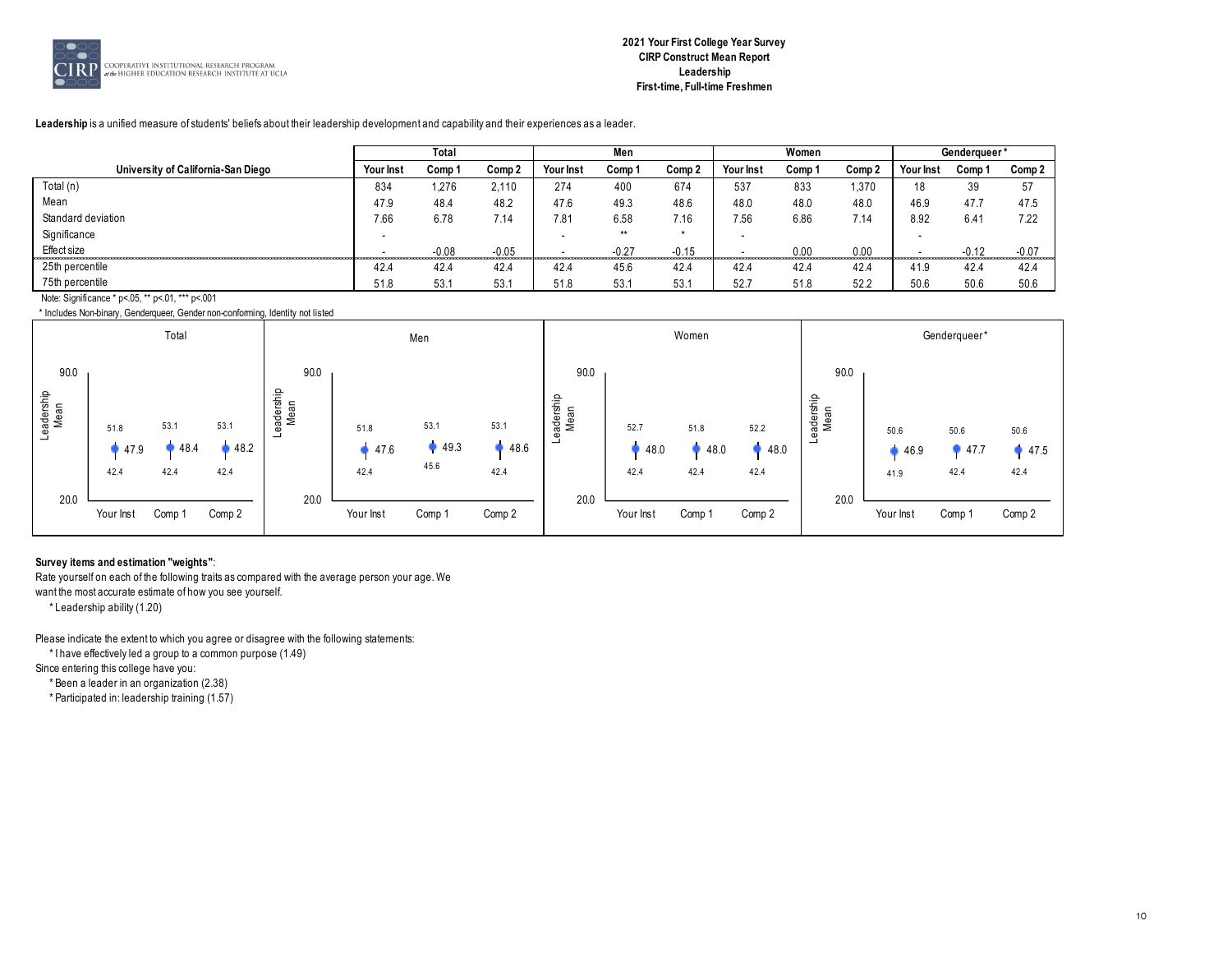**2021 Your First College Year Survey**
**CIRP Construct Mean Report**
**Leadership**
**First-time, Full-time Freshmen**

**Leadership** is a unified measure of students' beliefs about their leadership development and capability and their experiences as a leader.

| University of California-San Diego | Total | | | Men | | | Women | | | Genderqueer* | | |
|---|---|---|---|---|---|---|---|---|---|---|---|---|
| | Your Inst | Comp 1 | Comp 2 | Your Inst | Comp 1 | Comp 2 | Your Inst | Comp 1 | Comp 2 | Your Inst | Comp 1 | Comp 2 |
| Total (n) | 834 | 1,276 | 2,110 | 274 | 400 | 674 | 537 | 833 | 1,370 | 18 | 39 | 57 |
| Mean | 47.9 | 48.4 | 48.2 | 47.6 | 49.3 | 48.6 | 48.0 | 48.0 | 48.0 | 46.9 | 47.7 | 47.5 |
| Standard deviation | 7.66 | 6.78 | 7.14 | 7.81 | 6.58 | 7.16 | 7.56 | 6.86 | 7.14 | 8.92 | 6.41 | 7.22 |
| Significance | - | | | - | ** | * | - | | | - | | |
| Effect size | - | -0.08 | -0.05 | - | -0.27 | -0.15 | - | 0.00 | 0.00 | - | -0.12 | -0.07 |
| 25th percentile | 42.4 | 42.4 | 42.4 | 42.4 | 45.6 | 42.4 | 42.4 | 42.4 | 42.4 | 41.9 | 42.4 | 42.4 |
| 75th percentile | 51.8 | 53.1 | 53.1 | 51.8 | 53.1 | 53.1 | 52.7 | 51.8 | 52.2 | 50.6 | 50.6 | 50.6 |

Note: Significance * p<.05, ** p<.01, *** p<.001

* Includes Non-binary, Genderqueer, Gender non-conforming, Identity not listed

**Survey items and estimation "weights"**:

Rate yourself on each of the following traits as compared with the average person your age. We want the most accurate estimate of how you see yourself.

* Leadership ability (1.20)

Please indicate the extent to which you agree or disagree with the following statements:

* I have effectively led a group to a common purpose (1.49)

Since entering this college have you:

* Been a leader in an organization (2.38)
* Participated in: leadership training (1.57)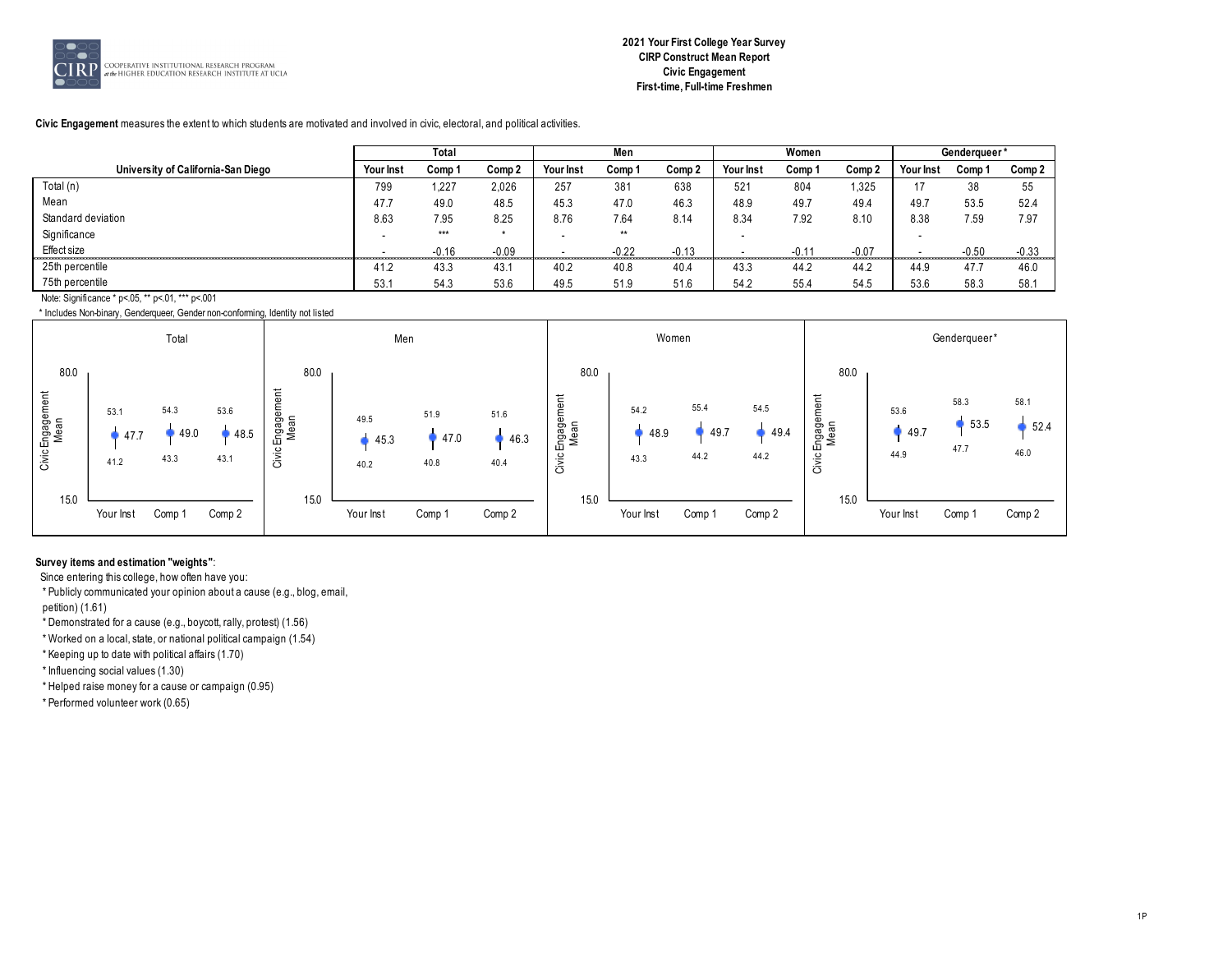**2021 Your First College Year Survey**
**CIRP Construct Mean Report**
**Civic Engagement**
**First-time, Full-time Freshmen**

**Civic Engagement** measures the extent to which students are motivated and involved in civic, electoral, and political activities.

| University of California-San Diego | Total | | | Men | | | Women | | | Genderqueer* | | |
|---|---|---|---|---|---|---|---|---|---|---|---|---|
| | Your Inst | Comp 1 | Comp 2 | Your Inst | Comp 1 | Comp 2 | Your Inst | Comp 1 | Comp 2 | Your Inst | Comp 1 | Comp 2 |
| Total (n) | 799 | 1,227 | 2,026 | 257 | 381 | 638 | 521 | 804 | 1,325 | 17 | 38 | 55 |
| Mean | 47.7 | 49.0 | 48.5 | 45.3 | 47.0 | 46.3 | 48.9 | 49.7 | 49.4 | 49.7 | 53.5 | 52.4 |
| Standard deviation | 8.63 | 7.95 | 8.25 | 8.76 | 7.64 | 8.14 | 8.34 | 7.92 | 8.10 | 8.38 | 7.59 | 7.97 |
| Significance | - | *** | * | - | ** | | - | | | - | | |
| Effect size | - | -0.16 | -0.09 | - | -0.22 | -0.13 | - | -0.11 | -0.07 | - | -0.50 | -0.33 |
| 25th percentile | 41.2 | 43.3 | 43.1 | 40.2 | 40.8 | 40.4 | 43.3 | 44.2 | 44.2 | 44.9 | 47.7 | 46.0 |
| 75th percentile | 53.1 | 54.3 | 53.6 | 49.5 | 51.9 | 51.6 | 54.2 | 55.4 | 54.5 | 53.6 | 58.3 | 58.1 |

Note: Significance * p<.05, ** p<.01, *** p<.001

* Includes Non-binary, Genderqueer, Gender non-conforming, Identity not listed

**Survey items and estimation "weights"**:

Since entering this college, how often have you:

* Publicly communicated your opinion about a cause (e.g., blog, email, petition) (1.61)
* Demonstrated for a cause (e.g., boycott, rally, protest) (1.56)
* Worked on a local, state, or national political campaign (1.54)
* Keeping up to date with political affairs (1.70)
* Influencing social values (1.30)
* Helped raise money for a cause or campaign (0.95)
* Performed volunteer work (0.65)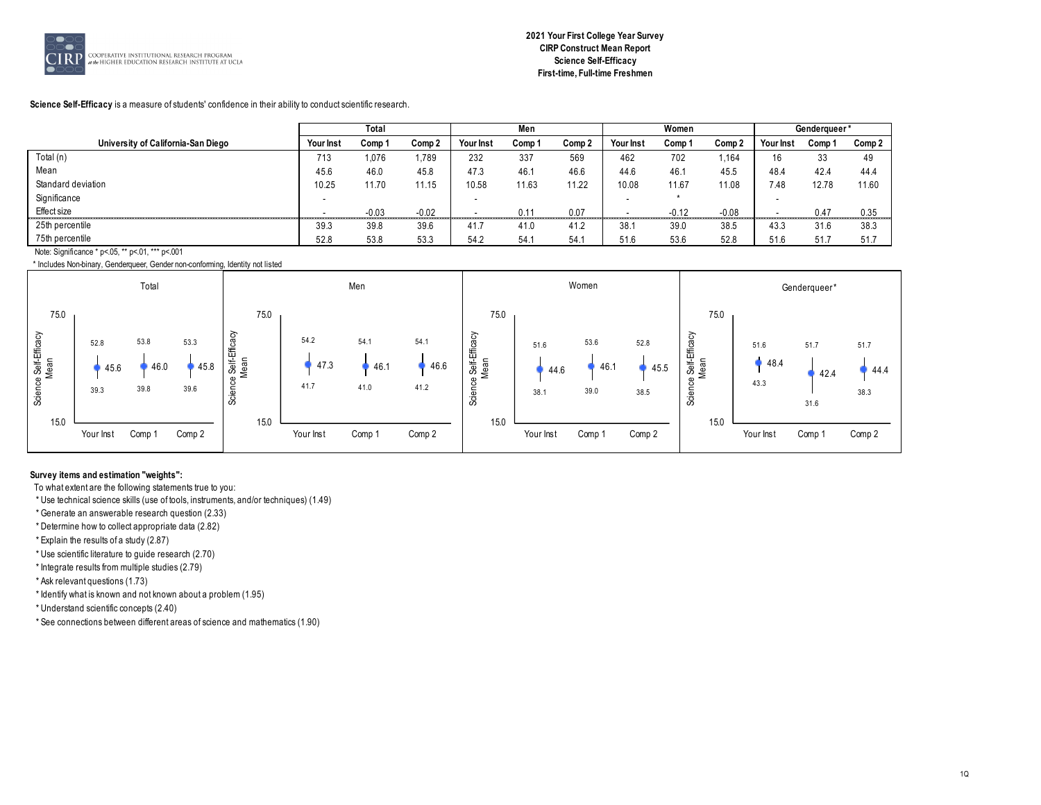**2021 Your First College Year Survey**
**CIRP Construct Mean Report**
**Science Self-Efficacy**
**First-time, Full-time Freshmen**

**Science Self-Efficacy** is a measure of students' confidence in their ability to conduct scientific research.

| University of California-San Diego | Total | | | Men | | | Women | | | Genderqueer* | | |
|---|---|---|---|---|---|---|---|---|---|---|---|---|
| | Your Inst | Comp 1 | Comp 2 | Your Inst | Comp 1 | Comp 2 | Your Inst | Comp 1 | Comp 2 | Your Inst | Comp 1 | Comp 2 |
| Total (n) | 713 | 1,076 | 1,789 | 232 | 337 | 569 | 462 | 702 | 1,164 | 16 | 33 | 49 |
| Mean | 45.6 | 46.0 | 45.8 | 47.3 | 46.1 | 46.6 | 44.6 | 46.1 | 45.5 | 48.4 | 42.4 | 44.4 |
| Standard deviation | 10.25 | 11.70 | 11.15 | 10.58 | 11.63 | 11.22 | 10.08 | 11.67 | 11.08 | 7.48 | 12.78 | 11.60 |
| Significance | - | | | - | | | - | * | | - | | |
| Effect size | - | -0.03 | -0.02 | - | 0.11 | 0.07 | - | -0.12 | -0.08 | - | 0.47 | 0.35 |
| 25th percentile | 39.3 | 39.8 | 39.6 | 41.7 | 41.0 | 41.2 | 38.1 | 39.0 | 38.5 | 43.3 | 31.6 | 38.3 |
| 75th percentile | 52.8 | 53.8 | 53.3 | 54.2 | 54.1 | 54.1 | 51.6 | 53.6 | 52.8 | 51.6 | 51.7 | 51.7 |

Note: Significance * p<.05, ** p<.01, *** p<.001

* Includes Non-binary, Genderqueer, Gender non-conforming, Identity not listed

**Survey items and estimation "weights":**

To what extent are the following statements true to you:

* Use technical science skills (use of tools, instruments, and/or techniques) (1.49)
* Generate an answerable research question (2.33)
* Determine how to collect appropriate data (2.82)
* Explain the results of a study (2.87)
* Use scientific literature to guide research (2.70)
* Integrate results from multiple studies (2.79)
* Ask relevant questions (1.73)
* Identify what is known and not known about a problem (1.95)
* Understand scientific concepts (2.40)
* See connections between different areas of science and mathematics (1.90)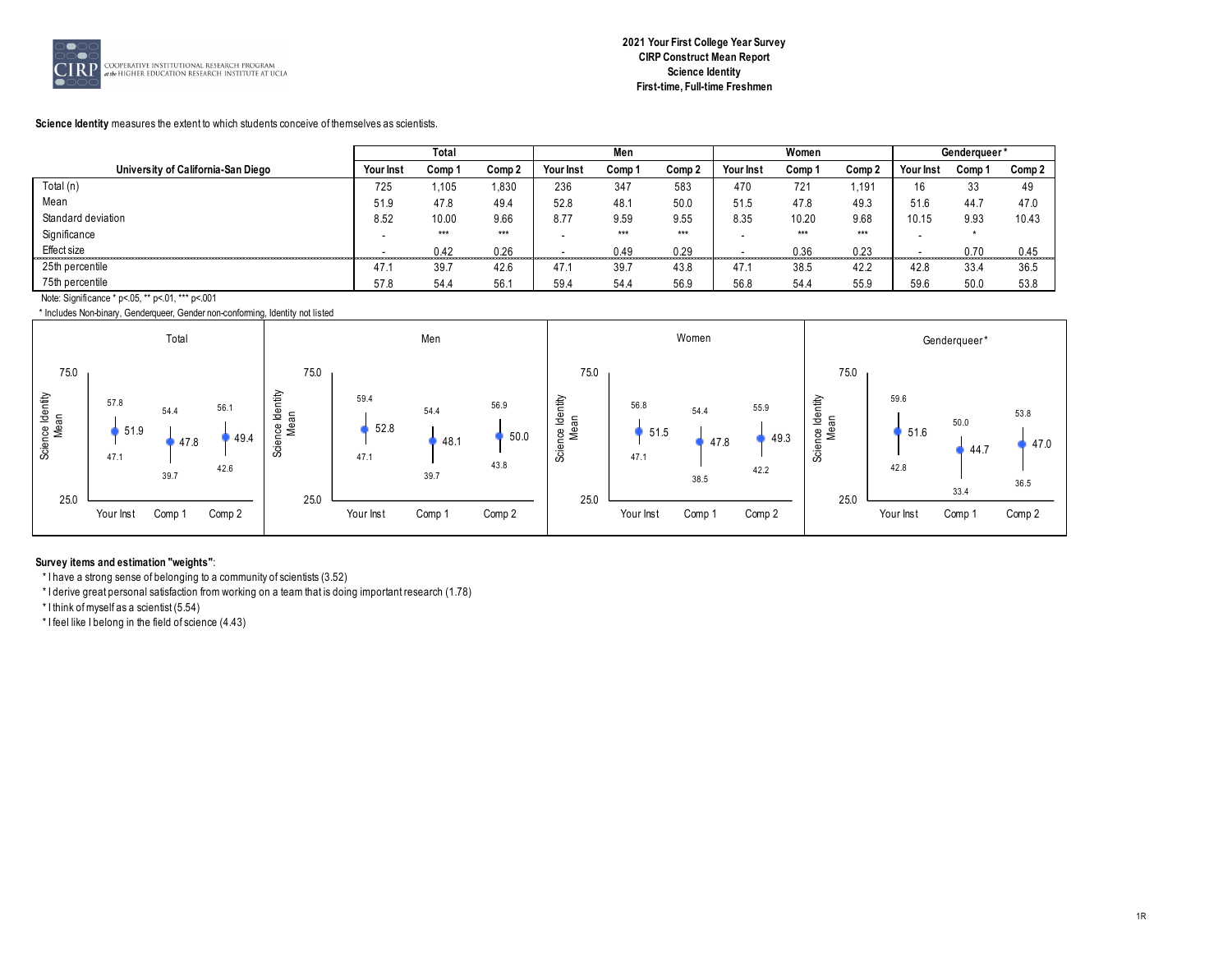**2021 Your First College Year Survey**
**CIRP Construct Mean Report**
**Science Identity**
**First-time, Full-time Freshmen**

**Science Identity** measures the extent to which students conceive of themselves as scientists.

| University of California-San Diego | Total | | | Men | | | Women | | | Genderqueer* | | |
|---|---|---|---|---|---|---|---|---|---|---|---|---|
| | Your Inst | Comp 1 | Comp 2 | Your Inst | Comp 1 | Comp 2 | Your Inst | Comp 1 | Comp 2 | Your Inst | Comp 1 | Comp 2 |
| Total (n) | 725 | 1,105 | 1,830 | 236 | 347 | 583 | 470 | 721 | 1,191 | 16 | 33 | 49 |
| Mean | 51.9 | 47.8 | 49.4 | 52.8 | 48.1 | 50.0 | 51.5 | 47.8 | 49.3 | 51.6 | 44.7 | 47.0 |
| Standard deviation | 8.52 | 10.00 | 9.66 | 8.77 | 9.59 | 9.55 | 8.35 | 10.20 | 9.68 | 10.15 | 9.93 | 10.43 |
| Significance | - | *** | *** | - | *** | *** | - | *** | *** | - | * | |
| Effect size | - | 0.42 | 0.26 | - | 0.49 | 0.29 | - | 0.36 | 0.23 | - | 0.70 | 0.45 |
| 25th percentile | 47.1 | 39.7 | 42.6 | 47.1 | 39.7 | 43.8 | 47.1 | 38.5 | 42.2 | 42.8 | 33.4 | 36.5 |
| 75th percentile | 57.8 | 54.4 | 56.1 | 59.4 | 54.4 | 56.9 | 56.8 | 54.4 | 55.9 | 59.6 | 50.0 | 53.8 |

Note: Significance * p<.05, ** p<.01, *** p<.001

* Includes Non-binary, Genderqueer, Gender non-conforming, Identity not listed

**Survey items and estimation "weights"**:

* I have a strong sense of belonging to a community of scientists (3.52)
* I derive great personal satisfaction from working on a team that is doing important research (1.78)
* I think of myself as a scientist (5.54)
* I feel like I belong in the field of science (4.43)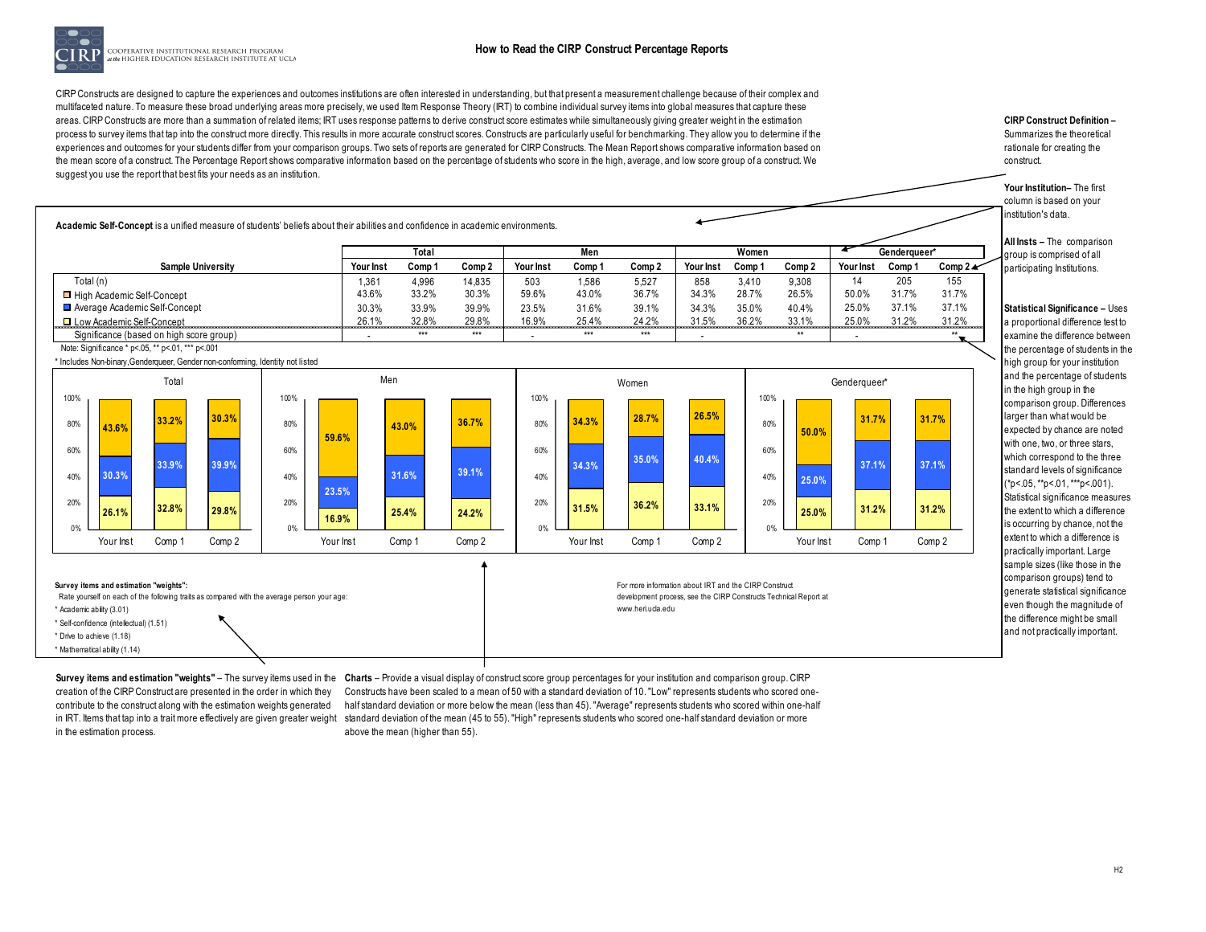COOPERATIVE INSTITUTIONAL RESEARCH PROGRAM at the HIGHER EDUCATION RESEARCH INSTITUTE AT UCLA

# How to Read the CIRP Construct Percentage Reports

CIRP Constructs are designed to capture the experiences and outcomes institutions are often interested in understanding, but that present a measurement challenge because of their complex and multifaceted nature. To measure these broad underlying areas more precisely, we used Item Response Theory (IRT) to combine individual survey items into global measures that capture these areas. CIRP Constructs are more than a summation of related items; IRT uses response patterns to derive construct score estimates while simultaneously giving greater weight in the estimation process to survey items that tap into the construct more directly. This results in more accurate construct scores. Constructs are particularly useful for benchmarking. They allow you to determine if the experiences and outcomes for your students differ from your comparison groups. Two sets of reports are generated for CIRP Constructs. The Mean Report shows comparative information based on the mean score of a construct. The Percentage Report shows comparative information based on the percentage of students who score in the high, average, and low score group of a construct. We suggest you use the report that best fits your needs as an institution.

**Academic Self-Concept** is a unified measure of students' beliefs about their abilities and confidence in academic environments.

| Sample University | Total | | | Men | | | Women | | | Genderqueer* | | |
|---|---|---|---|---|---|---|---|---|---|---|---|---|
| | Your Inst | Comp 1 | Comp 2 | Your Inst | Comp 1 | Comp 2 | Your Inst | Comp 1 | Comp 2 | Your Inst | Comp 1 | Comp 2 |
| Total (n) | 1,361 | 4,996 | 14,835 | 503 | 1,586 | 5,527 | 858 | 3,410 | 9,308 | 14 | 205 | 155 |
| High Academic Self-Concept | 43.6% | 33.2% | 30.3% | 59.6% | 43.0% | 36.7% | 34.3% | 28.7% | 26.5% | 50.0% | 31.7% | 31.7% |
| Average Academic Self-Concept | 30.3% | 33.9% | 39.9% | 23.5% | 31.6% | 39.1% | 34.3% | 35.0% | 40.4% | 25.0% | 37.1% | 37.1% |
| Low Academic Self-Concept | 26.1% | 32.8% | 29.8% | 16.9% | 25.4% | 24.2% | 31.5% | 36.2% | 33.1% | 25.0% | 31.2% | 31.2% |
| Significance (based on high score group) | - | *** | *** | - | *** | *** | - | | ** | - | | ** |

Note: Significance * p<.05, ** p<.01, *** p<.001

* Includes Non-binary, Genderqueer, Gender non-conforming, Identity not listed

**Survey items and estimation "weights":**

Rate yourself on each of the following traits as compared with the average person your age:

* Academic ability (3.01)
* Self-confidence (intellectual) (1.51)
* Drive to achieve (1.18)
* Mathematical ability (1.14)

For more information about IRT and the CIRP Construct development process, see the CIRP Constructs Technical Report at www.heri.ucla.edu

**CIRP Construct Definition** – Summarizes the theoretical rationale for creating the construct.

**Your Institution**– The first column is based on your institution's data.

**All Insts** – The comparison group is comprised of all participating Institutions.

**Statistical Significance** – Uses a proportional difference test to examine the difference between the percentage of students in the high group for your institution and the percentage of students in the high group in the comparison group. Differences larger than what would be expected by chance are noted with one, two, or three stars, which correspond to the three standard levels of significance (*p<.05, **p<.01, ***p<.001). Statistical significance measures the extent to which a difference is occurring by chance, not the extent to which a difference is practically important. Large sample sizes (like those in the comparison groups) tend to generate statistical significance even though the magnitude of the difference might be small and not practically important.

**Survey items and estimation "weights"** – The survey items used in the creation of the CIRP Construct are presented in the order in which they contribute to the construct along with the estimation weights generated in IRT. Items that tap into a trait more effectively are given greater weight in the estimation process.

**Charts** – Provide a visual display of construct score group percentages for your institution and comparison group. CIRP Constructs have been scaled to a mean of 50 with a standard deviation of 10. "Low" represents students who scored one-half standard deviation or more below the mean (less than 45). "Average" represents students who scored within one-half standard deviation of the mean (45 to 55). "High" represents students who scored one-half standard deviation or more above the mean (higher than 55).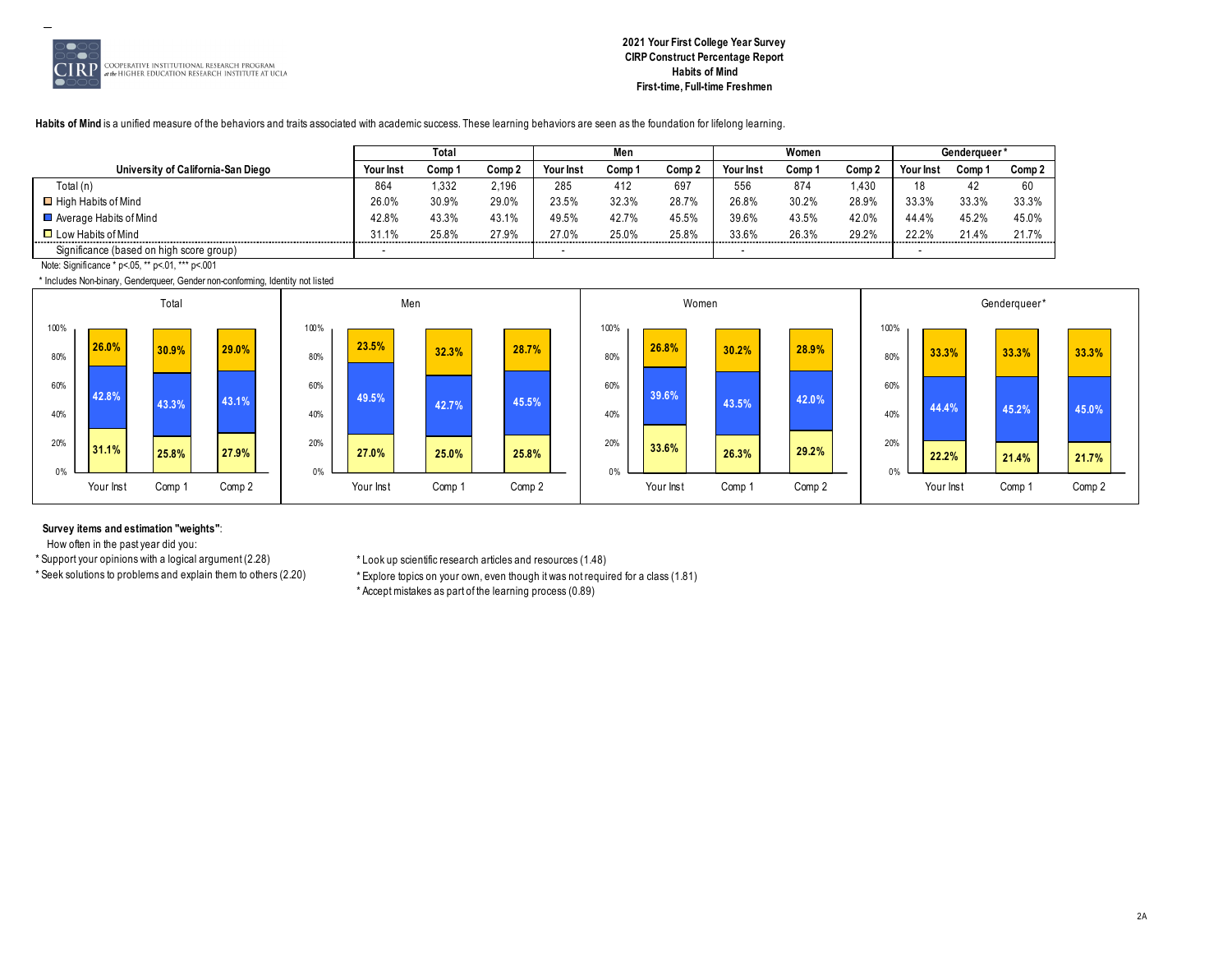COOPERATIVE INSTITUTIONAL RESEARCH PROGRAM at the HIGHER EDUCATION RESEARCH INSTITUTE AT UCLA

**2021 Your First College Year Survey**
**CIRP Construct Percentage Report**
**Habits of Mind**
**First-time, Full-time Freshmen**

**Habits of Mind** is a unified measure of the behaviors and traits associated with academic success. These learning behaviors are seen as the foundation for lifelong learning.

| | Total | | | Men | | | Women | | | Genderqueer* | | |
|---|---|---|---|---|---|---|---|---|---|---|---|---|
| **University of California-San Diego** | **Your Inst** | **Comp 1** | **Comp 2** | **Your Inst** | **Comp 1** | **Comp 2** | **Your Inst** | **Comp 1** | **Comp 2** | **Your Inst** | **Comp 1** | **Comp 2** |
| Total (n) | 864 | 1,332 | 2,196 | 285 | 412 | 697 | 556 | 874 | 1,430 | 18 | 42 | 60 |
| High Habits of Mind | 26.0% | 30.9% | 29.0% | 23.5% | 32.3% | 28.7% | 26.8% | 30.2% | 28.9% | 33.3% | 33.3% | 33.3% |
| Average Habits of Mind | 42.8% | 43.3% | 43.1% | 49.5% | 42.7% | 45.5% | 39.6% | 43.5% | 42.0% | 44.4% | 45.2% | 45.0% |
| Low Habits of Mind | 31.1% | 25.8% | 27.9% | 27.0% | 25.0% | 25.8% | 33.6% | 26.3% | 29.2% | 22.2% | 21.4% | 21.7% |
| Significance (based on high score group) | - | | | - | | | - | | | - | | |

Note: Significance * p<.05, ** p<.01, *** p<.001

* Includes Non-binary, Genderqueer, Gender non-conforming, Identity not listed

**Survey items and estimation "weights"**:

How often in the past year did you:

* Support your opinions with a logical argument (2.28)
* Seek solutions to problems and explain them to others (2.20)
* Look up scientific research articles and resources (1.48)
* Explore topics on your own, even though it was not required for a class (1.81)
* Accept mistakes as part of the learning process (0.89)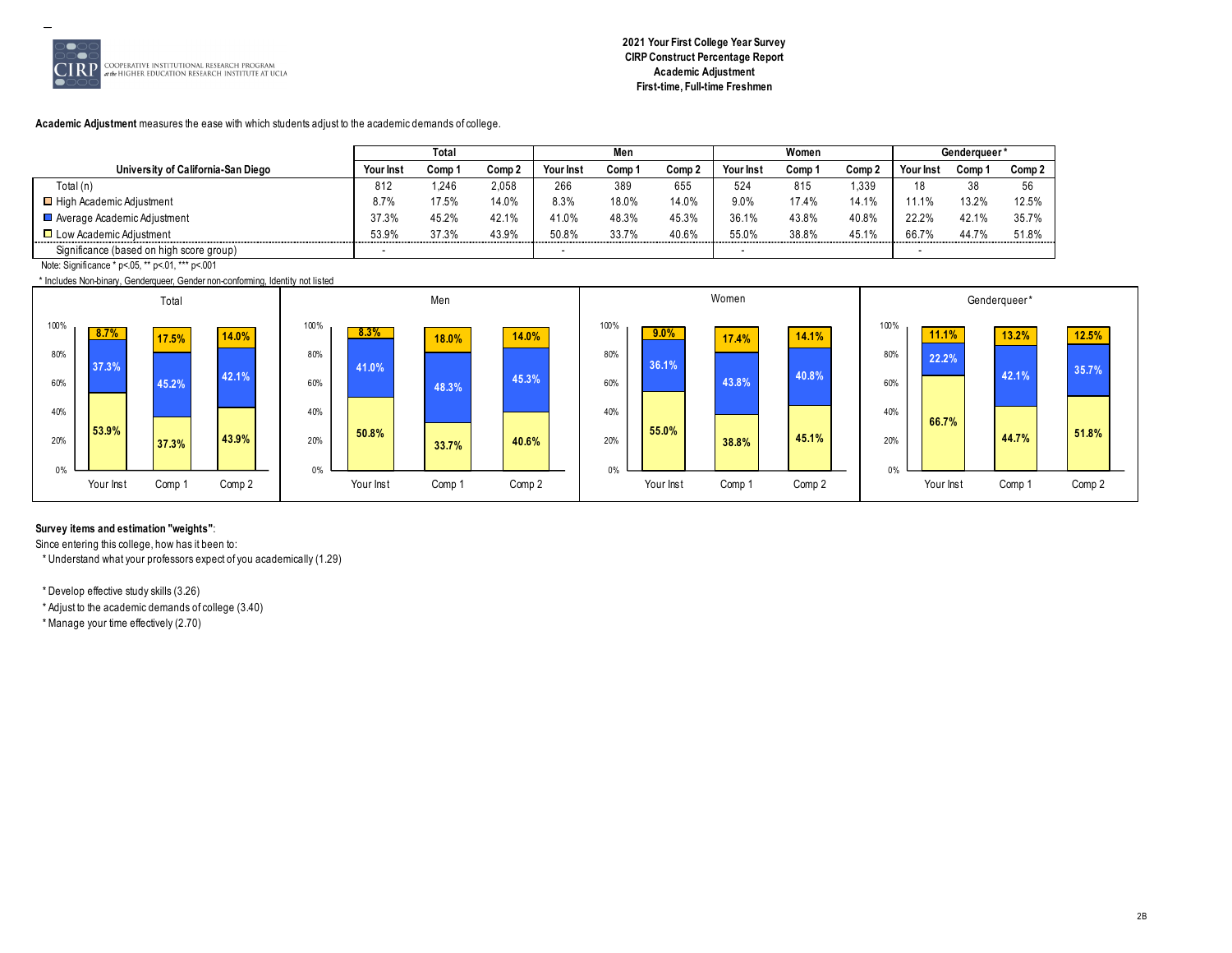**2021 Your First College Year Survey**
**CIRP Construct Percentage Report**
**Academic Adjustment**
**First-time, Full-time Freshmen**

**Academic Adjustment** measures the ease with which students adjust to the academic demands of college.

| University of California-San Diego | Total | | | Men | | | Women | | | Genderqueer* | | |
|---|---|---|---|---|---|---|---|---|---|---|---|---|
| | Your Inst | Comp 1 | Comp 2 | Your Inst | Comp 1 | Comp 2 | Your Inst | Comp 1 | Comp 2 | Your Inst | Comp 1 | Comp 2 |
| Total (n) | 812 | 1,246 | 2,058 | 266 | 389 | 655 | 524 | 815 | 1,339 | 18 | 38 | 56 |
| High Academic Adjustment | 8.7% | 17.5% | 14.0% | 8.3% | 18.0% | 14.0% | 9.0% | 17.4% | 14.1% | 11.1% | 13.2% | 12.5% |
| Average Academic Adjustment | 37.3% | 45.2% | 42.1% | 41.0% | 48.3% | 45.3% | 36.1% | 43.8% | 40.8% | 22.2% | 42.1% | 35.7% |
| Low Academic Adjustment | 53.9% | 37.3% | 43.9% | 50.8% | 33.7% | 40.6% | 55.0% | 38.8% | 45.1% | 66.7% | 44.7% | 51.8% |
| Significance (based on high score group) | - | | | - | | | - | | | - | | |

Note: Significance * p<.05, ** p<.01, *** p<.001

\* Includes Non-binary, Genderqueer, Gender non-conforming, Identity not listed

**Survey items and estimation "weights"**:

Since entering this college, how has it been to:

- Understand what your professors expect of you academically (1.29)
- Develop effective study skills (3.26)
- Adjust to the academic demands of college (3.40)
- Manage your time effectively (2.70)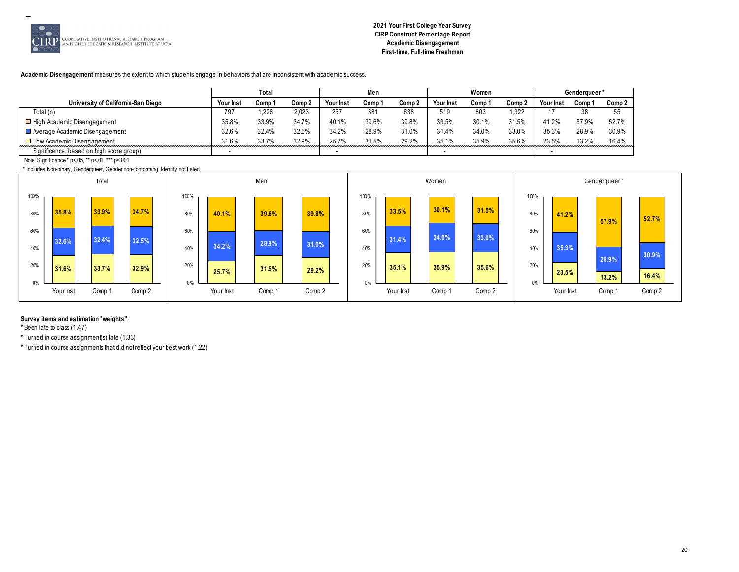**2021 Your First College Year Survey**
**CIRP Construct Percentage Report**
**Academic Disengagement**
**First-time, Full-time Freshmen**

**Academic Disengagement** measures the extent to which students engage in behaviors that are inconsistent with academic success.

| University of California-San Diego | Total | | | Men | | | Women | | | Genderqueer* | | |
|---|---|---|---|---|---|---|---|---|---|---|---|---|
| | Your Inst | Comp 1 | Comp 2 | Your Inst | Comp 1 | Comp 2 | Your Inst | Comp 1 | Comp 2 | Your Inst | Comp 1 | Comp 2 |
| Total (n) | 797 | 1,226 | 2,023 | 257 | 381 | 638 | 519 | 803 | 1,322 | 17 | 38 | 55 |
| High Academic Disengagement | 35.8% | 33.9% | 34.7% | 40.1% | 39.6% | 39.8% | 33.5% | 30.1% | 31.5% | 41.2% | 57.9% | 52.7% |
| Average Academic Disengagement | 32.6% | 32.4% | 32.5% | 34.2% | 28.9% | 31.0% | 31.4% | 34.0% | 33.0% | 35.3% | 28.9% | 30.9% |
| Low Academic Disengagement | 31.6% | 33.7% | 32.9% | 25.7% | 31.5% | 29.2% | 35.1% | 35.9% | 35.6% | 23.5% | 13.2% | 16.4% |
| Significance (based on high score group) | - | | | - | | | - | | | - | | |

Note: Significance * p<.05, ** p<.01, *** p<.001

* Includes Non-binary, Genderqueer, Gender non-conforming, Identity not listed

**Survey items and estimation "weights"**:

* Been late to class (1.47)
* Turned in course assignment(s) late (1.33)
* Turned in course assignments that did not reflect your best work (1.22)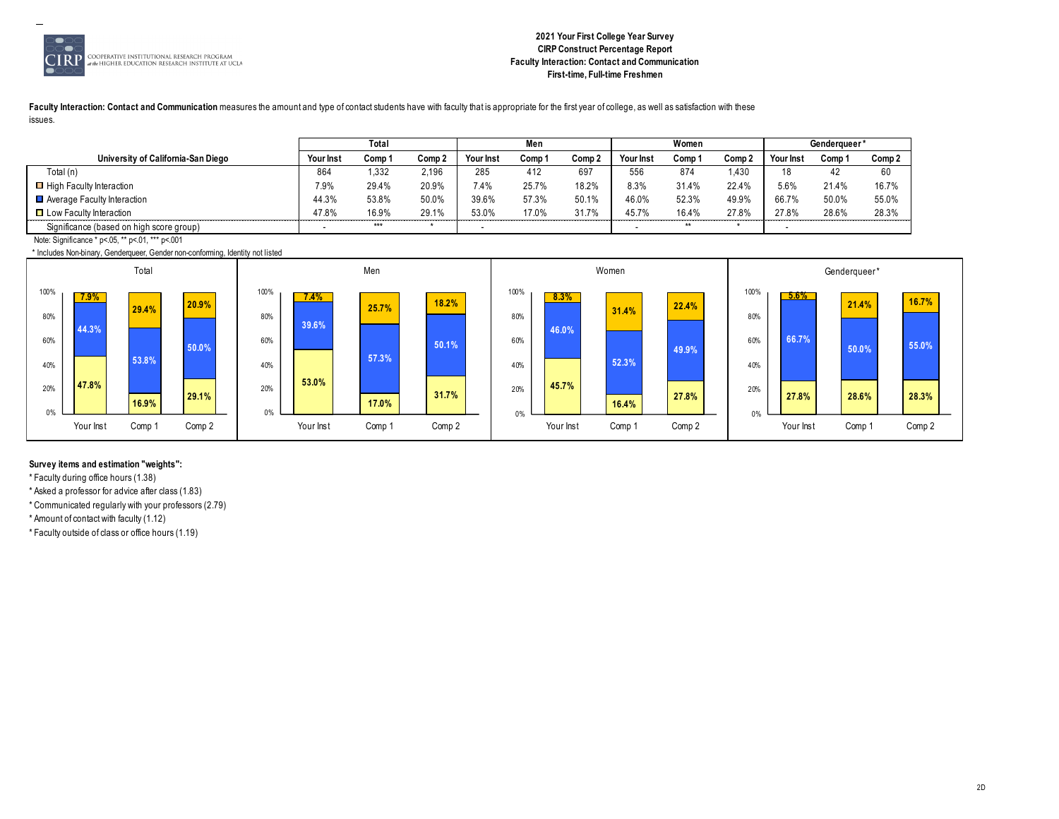**2021 Your First College Year Survey**
**CIRP Construct Percentage Report**
**Faculty Interaction: Contact and Communication**
**First-time, Full-time Freshmen**

**Faculty Interaction: Contact and Communication** measures the amount and type of contact students have with faculty that is appropriate for the first year of college, as well as satisfaction with these issues.

| University of California-San Diego | Total | | | Men | | | Women | | | Genderqueer* | | |
|---|---|---|---|---|---|---|---|---|---|---|---|---|
| | Your Inst | Comp 1 | Comp 2 | Your Inst | Comp 1 | Comp 2 | Your Inst | Comp 1 | Comp 2 | Your Inst | Comp 1 | Comp 2 |
| Total (n) | 864 | 1,332 | 2,196 | 285 | 412 | 697 | 556 | 874 | 1,430 | 18 | 42 | 60 |
| High Faculty Interaction | 7.9% | 29.4% | 20.9% | 7.4% | 25.7% | 18.2% | 8.3% | 31.4% | 22.4% | 5.6% | 21.4% | 16.7% |
| Average Faculty Interaction | 44.3% | 53.8% | 50.0% | 39.6% | 57.3% | 50.1% | 46.0% | 52.3% | 49.9% | 66.7% | 50.0% | 55.0% |
| Low Faculty Interaction | 47.8% | 16.9% | 29.1% | 53.0% | 17.0% | 31.7% | 45.7% | 16.4% | 27.8% | 27.8% | 28.6% | 28.3% |
| Significance (based on high score group) | - | *** | * | - | | | - | ** | * | - | | |

Note: Significance * p<.05, ** p<.01, *** p<.001

* Includes Non-binary, Genderqueer, Gender non-conforming, Identity not listed

**Survey items and estimation "weights":**

* Faculty during office hours (1.38)
* Asked a professor for advice after class (1.83)
* Communicated regularly with your professors (2.79)
* Amount of contact with faculty (1.12)
* Faculty outside of class or office hours (1.19)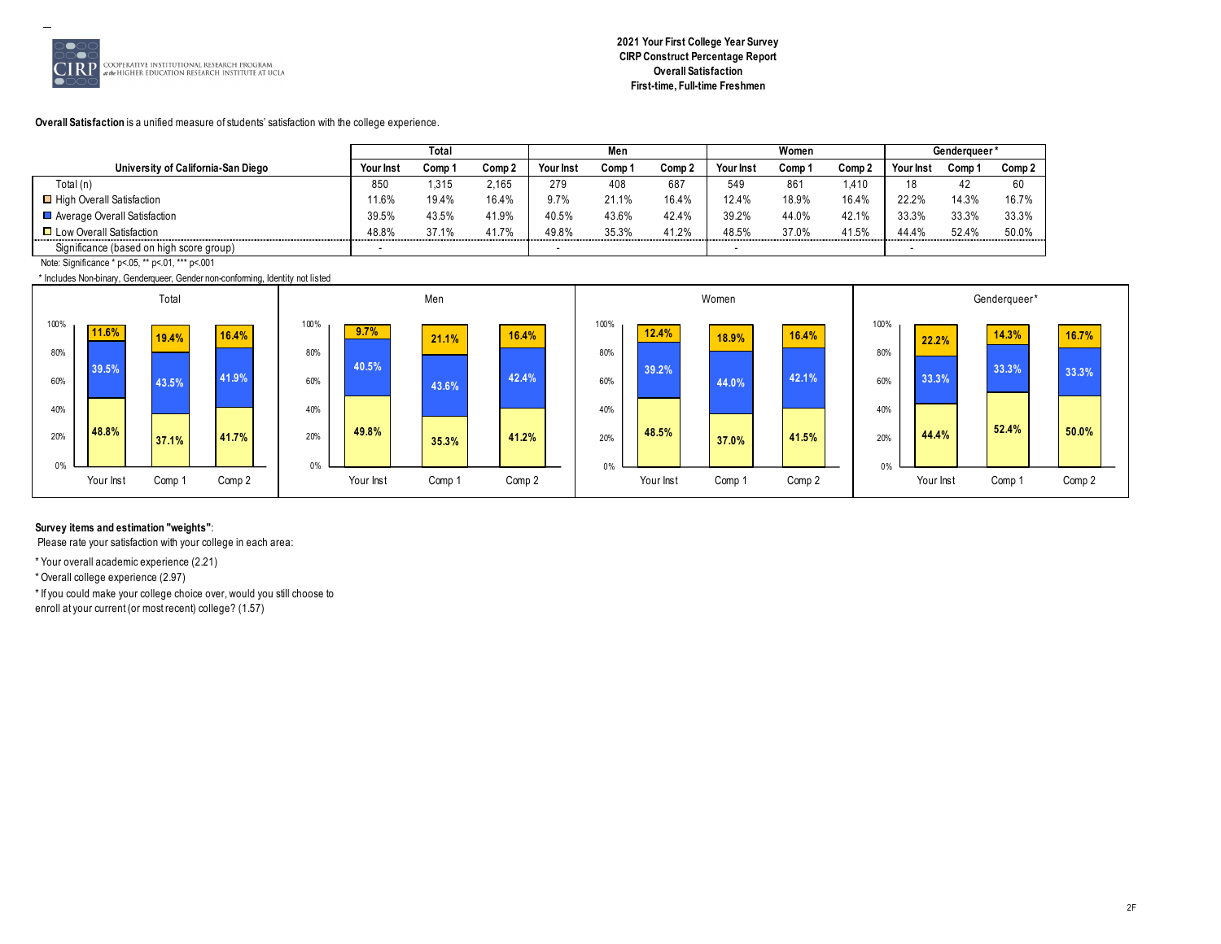# 2021 Your First College Year Survey
## CIRP Construct Percentage Report
## Overall Satisfaction
## First-time, Full-time Freshmen

**Overall Satisfaction** is a unified measure of students' satisfaction with the college experience.

| University of California-San Diego | Total | | | Men | | | Women | | | Genderqueer* | | |
|---|---|---|---|---|---|---|---|---|---|---|---|---|
| | Your Inst | Comp 1 | Comp 2 | Your Inst | Comp 1 | Comp 2 | Your Inst | Comp 1 | Comp 2 | Your Inst | Comp 1 | Comp 2 |
| Total (n) | 850 | 1,315 | 2,165 | 279 | 408 | 687 | 549 | 861 | 1,410 | 18 | 42 | 60 |
| High Overall Satisfaction | 11.6% | 19.4% | 16.4% | 9.7% | 21.1% | 16.4% | 12.4% | 18.9% | 16.4% | 22.2% | 14.3% | 16.7% |
| Average Overall Satisfaction | 39.5% | 43.5% | 41.9% | 40.5% | 43.6% | 42.4% | 39.2% | 44.0% | 42.1% | 33.3% | 33.3% | 33.3% |
| Low Overall Satisfaction | 48.8% | 37.1% | 41.7% | 49.8% | 35.3% | 41.2% | 48.5% | 37.0% | 41.5% | 44.4% | 52.4% | 50.0% |
| Significance (based on high score group) | - | | | - | | | - | | | - | | |

Note: Significance * p<.05, ** p<.01, *** p<.001

* Includes Non-binary, Genderqueer, Gender non-conforming, Identity not listed

**Survey items and estimation "weights"**:

Please rate your satisfaction with your college in each area:

* Your overall academic experience (2.21)
* Overall college experience (2.97)
* If you could make your college choice over, would you still choose to enroll at your current (or most recent) college? (1.57)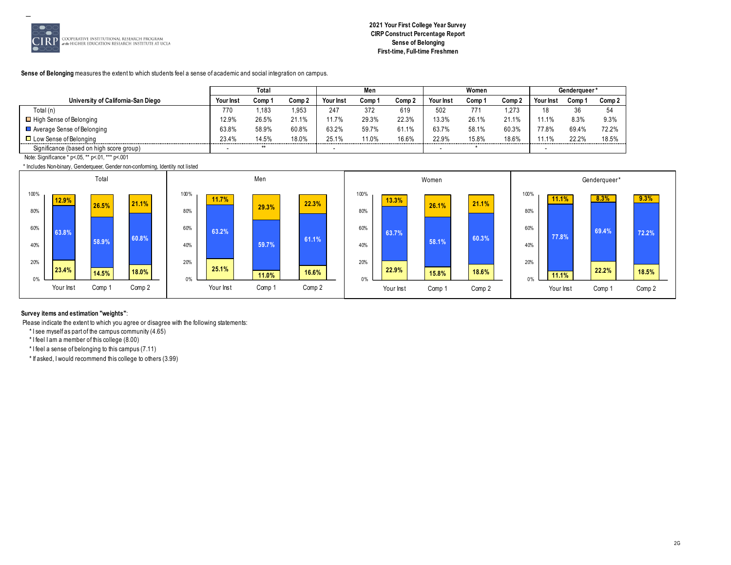**2021 Your First College Year Survey**
**CIRP Construct Percentage Report**
**Sense of Belonging**
**First-time, Full-time Freshmen**

**Sense of Belonging** measures the extent to which students feel a sense of academic and social integration on campus.

| University of California-San Diego | Total | | | Men | | | Women | | | Genderqueer* | | |
|---|---|---|---|---|---|---|---|---|---|---|---|---|
| | Your Inst | Comp 1 | Comp 2 | Your Inst | Comp 1 | Comp 2 | Your Inst | Comp 1 | Comp 2 | Your Inst | Comp 1 | Comp 2 |
| Total (n) | 770 | 1,183 | 1,953 | 247 | 372 | 619 | 502 | 771 | 1,273 | 18 | 36 | 54 |
| High Sense of Belonging | 12.9% | 26.5% | 21.1% | 11.7% | 29.3% | 22.3% | 13.3% | 26.1% | 21.1% | 11.1% | 8.3% | 9.3% |
| Average Sense of Belonging | 63.8% | 58.9% | 60.8% | 63.2% | 59.7% | 61.1% | 63.7% | 58.1% | 60.3% | 77.8% | 69.4% | 72.2% |
| Low Sense of Belonging | 23.4% | 14.5% | 18.0% | 25.1% | 11.0% | 16.6% | 22.9% | 15.8% | 18.6% | 11.1% | 22.2% | 18.5% |
| Significance (based on high score group) | - | ** | | - | | | - | * | | - | | |

Note: Significance * p<.05, ** p<.01, *** p<.001

* Includes Non-binary, Genderqueer, Gender non-conforming, Identity not listed

**Survey items and estimation "weights"**:

Please indicate the extent to which you agree or disagree with the following statements:

* I see myself as part of the campus community (4.65)
* I feel I am a member of this college (8.00)
* I feel a sense of belonging to this campus (7.11)
* If asked, I would recommend this college to others (3.99)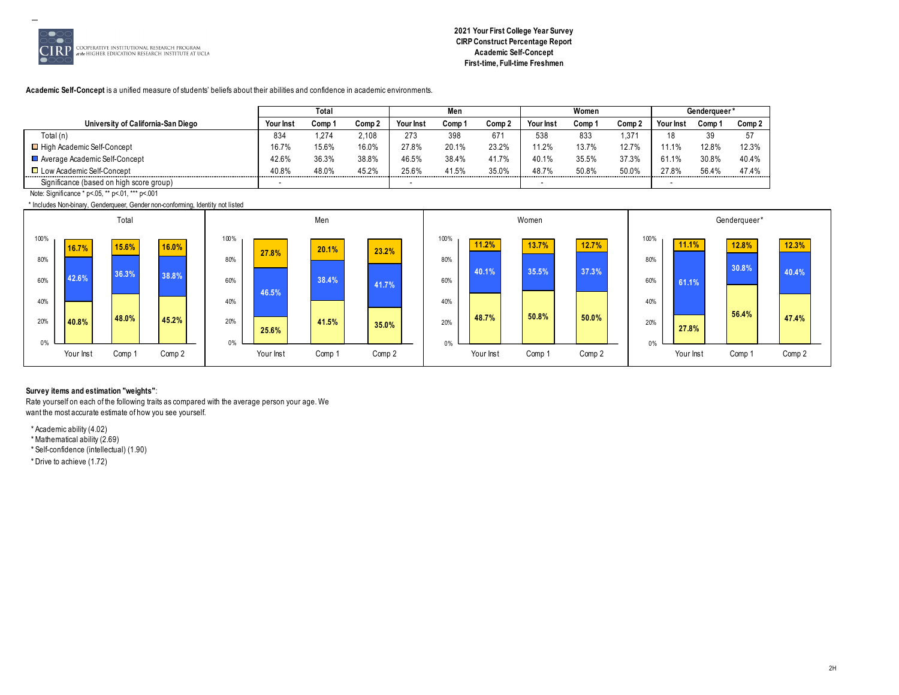**2021 Your First College Year Survey**
**CIRP Construct Percentage Report**
**Academic Self-Concept**
**First-time, Full-time Freshmen**

**Academic Self-Concept** is a unified measure of students' beliefs about their abilities and confidence in academic environments.

| University of California-San Diego | Total | | | Men | | | Women | | | Genderqueer* | | |
|---|---|---|---|---|---|---|---|---|---|---|---|---|
| | Your Inst | Comp 1 | Comp 2 | Your Inst | Comp 1 | Comp 2 | Your Inst | Comp 1 | Comp 2 | Your Inst | Comp 1 | Comp 2 |
| Total (n) | 834 | 1,274 | 2,108 | 273 | 398 | 671 | 538 | 833 | 1,371 | 18 | 39 | 57 |
| High Academic Self-Concept | 16.7% | 15.6% | 16.0% | 27.8% | 20.1% | 23.2% | 11.2% | 13.7% | 12.7% | 11.1% | 12.8% | 12.3% |
| Average Academic Self-Concept | 42.6% | 36.3% | 38.8% | 46.5% | 38.4% | 41.7% | 40.1% | 35.5% | 37.3% | 61.1% | 30.8% | 40.4% |
| Low Academic Self-Concept | 40.8% | 48.0% | 45.2% | 25.6% | 41.5% | 35.0% | 48.7% | 50.8% | 50.0% | 27.8% | 56.4% | 47.4% |
| Significance (based on high score group) | - | | | - | | | - | | | - | | |

Note: Significance * p<.05, ** p<.01, *** p<.001

* Includes Non-binary, Genderqueer, Gender non-conforming, Identity not listed

**Survey items and estimation "weights"**:
Rate yourself on each of the following traits as compared with the average person your age. We want the most accurate estimate of how you see yourself.

* Academic ability (4.02)
* Mathematical ability (2.69)
* Self-confidence (intellectual) (1.90)
* Drive to achieve (1.72)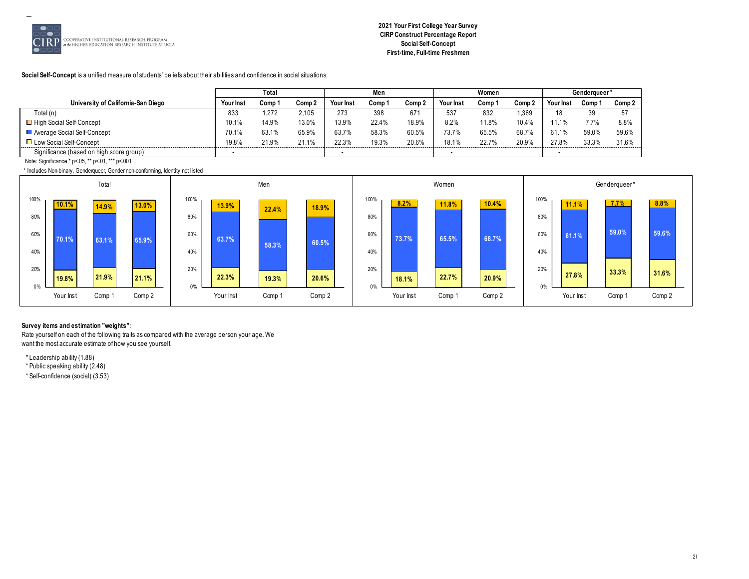# 2021 Your First College Year Survey
## CIRP Construct Percentage Report
## Social Self-Concept
## First-time, Full-time Freshmen

**Social Self-Concept** is a unified measure of students' beliefs about their abilities and confidence in social situations.

| University of California-San Diego | Total | | | Men | | | Women | | | Genderqueer* | | |
|---|---|---|---|---|---|---|---|---|---|---|---|---|
| | Your Inst | Comp 1 | Comp 2 | Your Inst | Comp 1 | Comp 2 | Your Inst | Comp 1 | Comp 2 | Your Inst | Comp 1 | Comp 2 |
| Total (n) | 833 | 1,272 | 2,105 | 273 | 398 | 671 | 537 | 832 | 1,369 | 18 | 39 | 57 |
| High Social Self-Concept | 10.1% | 14.9% | 13.0% | 13.9% | 22.4% | 18.9% | 8.2% | 11.8% | 10.4% | 11.1% | 7.7% | 8.8% |
| Average Social Self-Concept | 70.1% | 63.1% | 65.9% | 63.7% | 58.3% | 60.5% | 73.7% | 65.5% | 68.7% | 61.1% | 59.0% | 59.6% |
| Low Social Self-Concept | 19.8% | 21.9% | 21.1% | 22.3% | 19.3% | 20.6% | 18.1% | 22.7% | 20.9% | 27.8% | 33.3% | 31.6% |
| Significance (based on high score group) | - | | | - | | | - | | | - | | |

Note: Significance * p<.05, ** p<.01, *** p<.001

* Includes Non-binary, Genderqueer, Gender non-conforming, Identity not listed

**Survey items and estimation "weights"**:

Rate yourself on each of the following traits as compared with the average person your age. We want the most accurate estimate of how you see yourself.

* Leadership ability (1.88)
* Public speaking ability (2.48)
* Self-confidence (social) (3.53)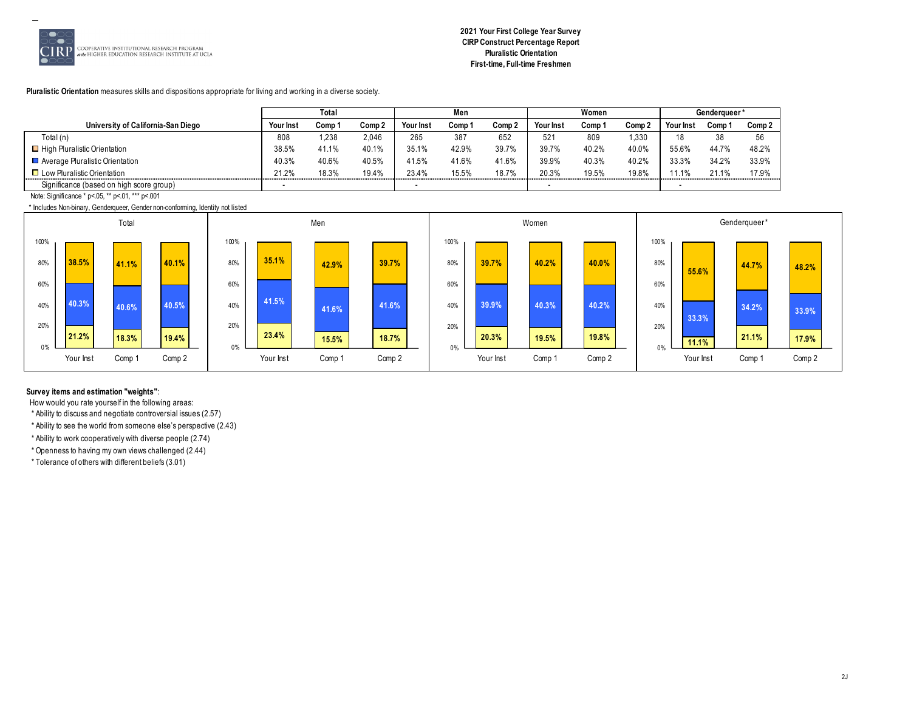**2021 Your First College Year Survey**
**CIRP Construct Percentage Report**
**Pluralistic Orientation**
**First-time, Full-time Freshmen**

**Pluralistic Orientation** measures skills and dispositions appropriate for living and working in a diverse society.

| University of California-San Diego | Total | | | Men | | | Women | | | Genderqueer* | | |
|---|---|---|---|---|---|---|---|---|---|---|---|---|
| | Your Inst | Comp 1 | Comp 2 | Your Inst | Comp 1 | Comp 2 | Your Inst | Comp 1 | Comp 2 | Your Inst | Comp 1 | Comp 2 |
| Total (n) | 808 | 1,238 | 2,046 | 265 | 387 | 652 | 521 | 809 | 1,330 | 18 | 38 | 56 |
| High Pluralistic Orientation | 38.5% | 41.1% | 40.1% | 35.1% | 42.9% | 39.7% | 39.7% | 40.2% | 40.0% | 55.6% | 44.7% | 48.2% |
| Average Pluralistic Orientation | 40.3% | 40.6% | 40.5% | 41.5% | 41.6% | 41.6% | 39.9% | 40.3% | 40.2% | 33.3% | 34.2% | 33.9% |
| Low Pluralistic Orientation | 21.2% | 18.3% | 19.4% | 23.4% | 15.5% | 18.7% | 20.3% | 19.5% | 19.8% | 11.1% | 21.1% | 17.9% |
| Significance (based on high score group) | - | | | - | | | - | | | - | | |

Note: Significance * p<.05, ** p<.01, *** p<.001

\* Includes Non-binary, Genderqueer, Gender non-conforming, Identity not listed

**Survey items and estimation "weights"**:

How would you rate yourself in the following areas:

* Ability to discuss and negotiate controversial issues (2.57)
* Ability to see the world from someone else's perspective (2.43)
* Ability to work cooperatively with diverse people (2.74)
* Openness to having my own views challenged (2.44)
* Tolerance of others with different beliefs (3.01)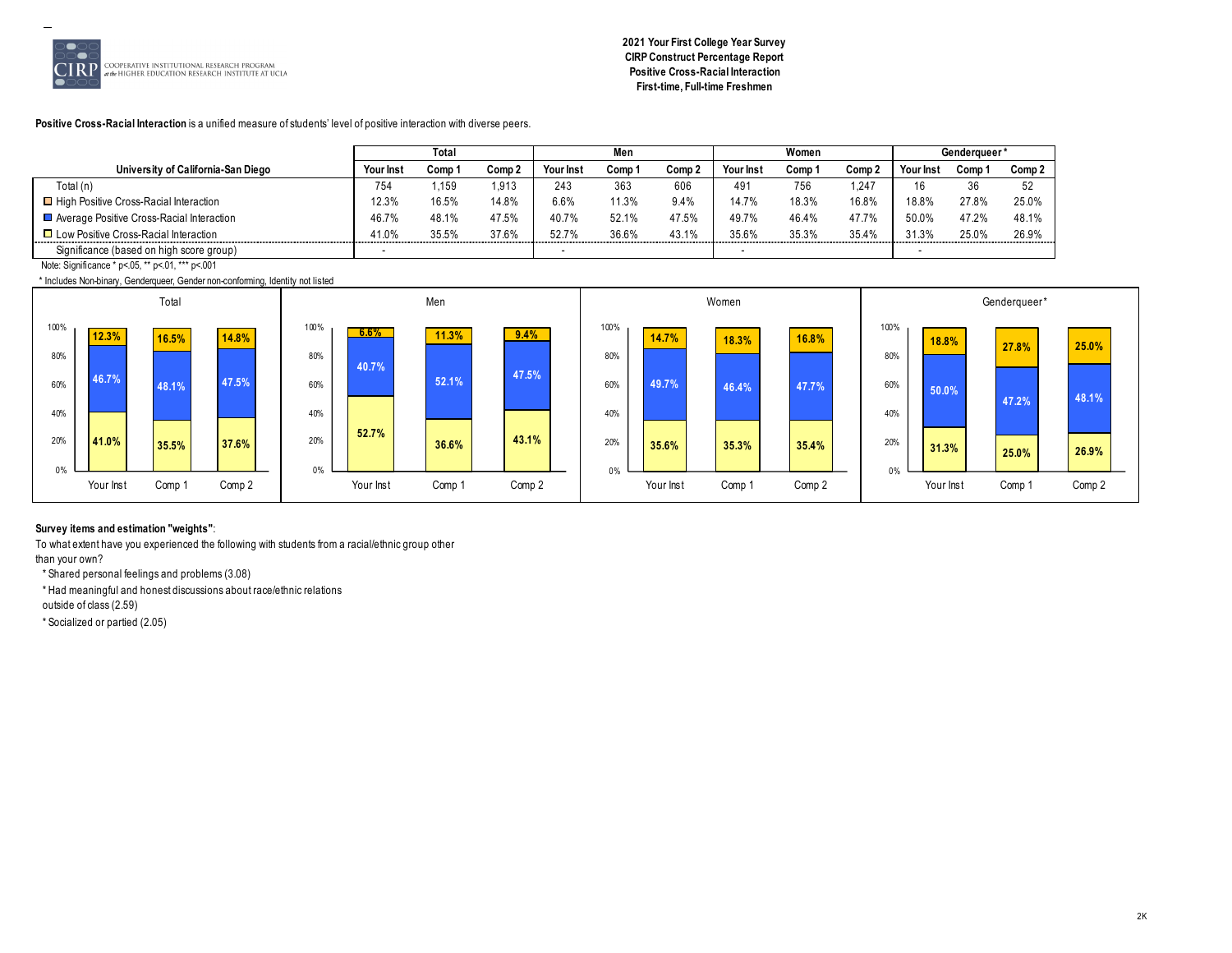**2021 Your First College Year Survey**
**CIRP Construct Percentage Report**
**Positive Cross-Racial Interaction**
**First-time, Full-time Freshmen**

**Positive Cross-Racial Interaction** is a unified measure of students' level of positive interaction with diverse peers.

| University of California-San Diego | Total | | | Men | | | Women | | | Genderqueer* | | |
|---|---|---|---|---|---|---|---|---|---|---|---|---|
| | Your Inst | Comp 1 | Comp 2 | Your Inst | Comp 1 | Comp 2 | Your Inst | Comp 1 | Comp 2 | Your Inst | Comp 1 | Comp 2 |
| Total (n) | 754 | 1,159 | 1,913 | 243 | 363 | 606 | 491 | 756 | 1,247 | 16 | 36 | 52 |
| High Positive Cross-Racial Interaction | 12.3% | 16.5% | 14.8% | 6.6% | 11.3% | 9.4% | 14.7% | 18.3% | 16.8% | 18.8% | 27.8% | 25.0% |
| Average Positive Cross-Racial Interaction | 46.7% | 48.1% | 47.5% | 40.7% | 52.1% | 47.5% | 49.7% | 46.4% | 47.7% | 50.0% | 47.2% | 48.1% |
| Low Positive Cross-Racial Interaction | 41.0% | 35.5% | 37.6% | 52.7% | 36.6% | 43.1% | 35.6% | 35.3% | 35.4% | 31.3% | 25.0% | 26.9% |
| Significance (based on high score group) | - | | | - | | | - | | | - | | |

Note: Significance * p<.05, ** p<.01, *** p<.001

* Includes Non-binary, Genderqueer, Gender non-conforming, Identity not listed

**Survey items and estimation "weights"**:

To what extent have you experienced the following with students from a racial/ethnic group other than your own?

* Shared personal feelings and problems (3.08)
* Had meaningful and honest discussions about race/ethnic relations outside of class (2.59)
* Socialized or partied (2.05)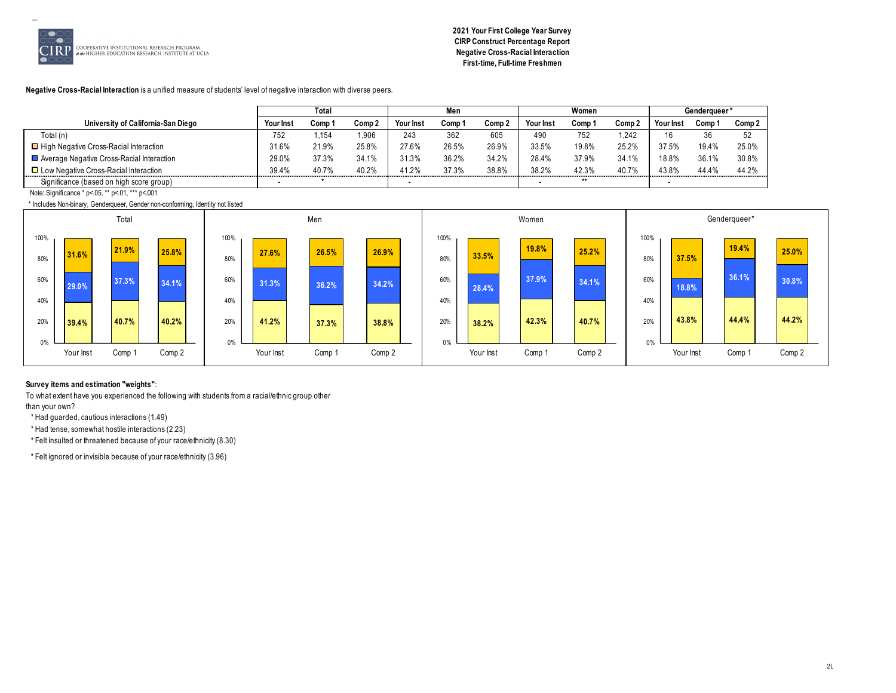**2021 Your First College Year Survey**
**CIRP Construct Percentage Report**
**Negative Cross-Racial Interaction**
**First-time, Full-time Freshmen**

**Negative Cross-Racial Interaction** is a unified measure of students' level of negative interaction with diverse peers.

| University of California-San Diego | Total | | | Men | | | Women | | | Genderqueer* | | |
|---|---|---|---|---|---|---|---|---|---|---|---|---|
| | Your Inst | Comp 1 | Comp 2 | Your Inst | Comp 1 | Comp 2 | Your Inst | Comp 1 | Comp 2 | Your Inst | Comp 1 | Comp 2 |
| Total (n) | 752 | 1,154 | 1,906 | 243 | 362 | 605 | 490 | 752 | 1,242 | 16 | 36 | 52 |
| High Negative Cross-Racial Interaction | 31.6% | 21.9% | 25.8% | 27.6% | 26.5% | 26.9% | 33.5% | 19.8% | 25.2% | 37.5% | 19.4% | 25.0% |
| Average Negative Cross-Racial Interaction | 29.0% | 37.3% | 34.1% | 31.3% | 36.2% | 34.2% | 28.4% | 37.9% | 34.1% | 18.8% | 36.1% | 30.8% |
| Low Negative Cross-Racial Interaction | 39.4% | 40.7% | 40.2% | 41.2% | 37.3% | 38.8% | 38.2% | 42.3% | 40.7% | 43.8% | 44.4% | 44.2% |
| Significance (based on high score group) | - | * | | - | | | - | ** | | - | | |

Note: Significance * p<.05, ** p<.01, *** p<.001

* Includes Non-binary, Genderqueer, Gender non-conforming, Identity not listed

**Survey items and estimation "weights"**:

To what extent have you experienced the following with students from a racial/ethnic group other than your own?

- * Had guarded, cautious interactions (1.49)
- * Had tense, somewhat hostile interactions (2.23)
- * Felt insulted or threatened because of your race/ethnicity (8.30)
- * Felt ignored or invisible because of your race/ethnicity (3.96)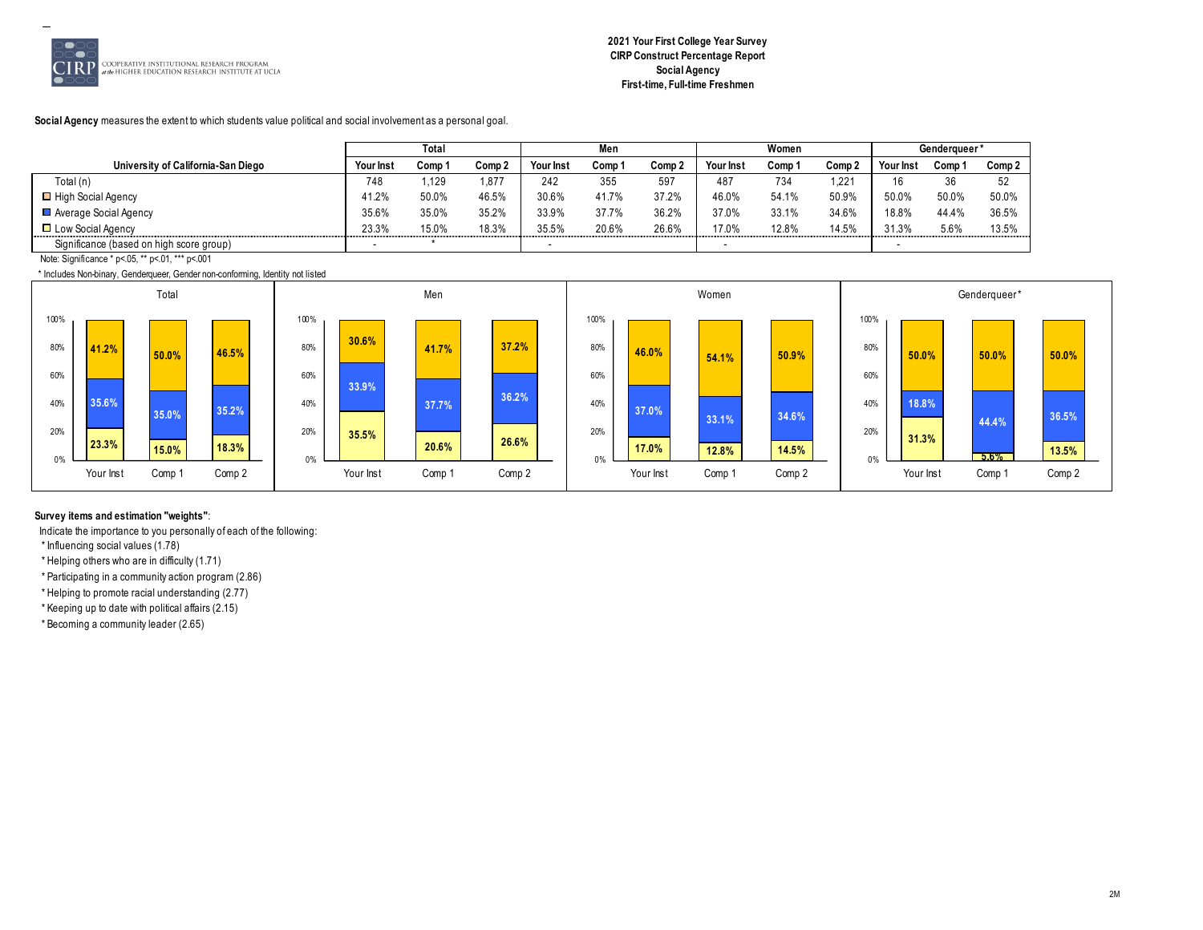2021 Your First College Year Survey
CIRP Construct Percentage Report
Social Agency
First-time, Full-time Freshmen

**Social Agency** measures the extent to which students value political and social involvement as a personal goal.

| University of California-San Diego | Total | | | Men | | | Women | | | Genderqueer* | | |
|---|---|---|---|---|---|---|---|---|---|---|---|---|
| | Your Inst | Comp 1 | Comp 2 | Your Inst | Comp 1 | Comp 2 | Your Inst | Comp 1 | Comp 2 | Your Inst | Comp 1 | Comp 2 |
| Total (n) | 748 | 1,129 | 1,877 | 242 | 355 | 597 | 487 | 734 | 1,221 | 16 | 36 | 52 |
| High Social Agency | 41.2% | 50.0% | 46.5% | 30.6% | 41.7% | 37.2% | 46.0% | 54.1% | 50.9% | 50.0% | 50.0% | 50.0% |
| Average Social Agency | 35.6% | 35.0% | 35.2% | 33.9% | 37.7% | 36.2% | 37.0% | 33.1% | 34.6% | 18.8% | 44.4% | 36.5% |
| Low Social Agency | 23.3% | 15.0% | 18.3% | 35.5% | 20.6% | 26.6% | 17.0% | 12.8% | 14.5% | 31.3% | 5.6% | 13.5% |
| Significance (based on high score group) | - | * | | - | | | - | | | - | | |

Note: Significance * p<.05, ** p<.01, *** p<.001

* Includes Non-binary, Genderqueer, Gender non-conforming, Identity not listed

**Survey items and estimation "weights"**:

Indicate the importance to you personally of each of the following:

* Influencing social values (1.78)
* Helping others who are in difficulty (1.71)
* Participating in a community action program (2.86)
* Helping to promote racial understanding (2.77)
* Keeping up to date with political affairs (2.15)
* Becoming a community leader (2.65)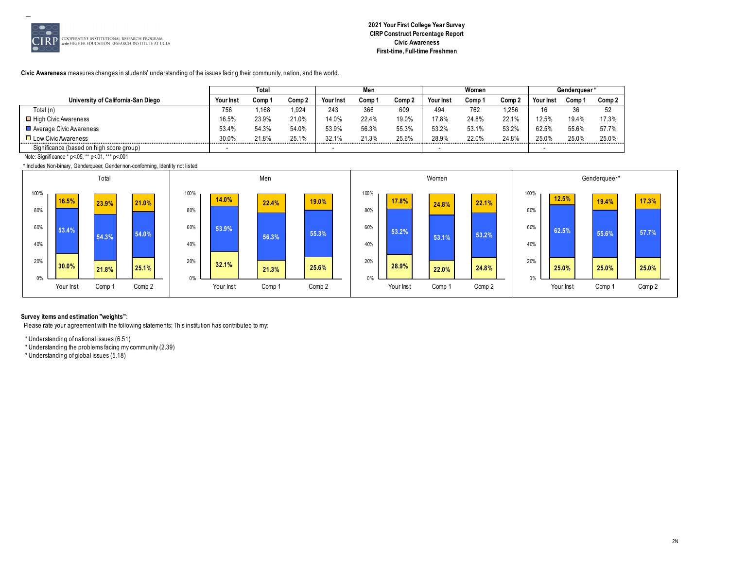**2021 Your First College Year Survey**
**CIRP Construct Percentage Report**
**Civic Awareness**
**First-time, Full-time Freshmen**

**Civic Awareness** measures changes in students' understanding of the issues facing their community, nation, and the world.

| University of California-San Diego | Total | | | Men | | | Women | | | Genderqueer* | | |
|---|---|---|---|---|---|---|---|---|---|---|---|---|
| | Your Inst | Comp 1 | Comp 2 | Your Inst | Comp 1 | Comp 2 | Your Inst | Comp 1 | Comp 2 | Your Inst | Comp 1 | Comp 2 |
| Total (n) | 756 | 1,168 | 1,924 | 243 | 366 | 609 | 494 | 762 | 1,256 | 16 | 36 | 52 |
| High Civic Awareness | 16.5% | 23.9% | 21.0% | 14.0% | 22.4% | 19.0% | 17.8% | 24.8% | 22.1% | 12.5% | 19.4% | 17.3% |
| Average Civic Awareness | 53.4% | 54.3% | 54.0% | 53.9% | 56.3% | 55.3% | 53.2% | 53.1% | 53.2% | 62.5% | 55.6% | 57.7% |
| Low Civic Awareness | 30.0% | 21.8% | 25.1% | 32.1% | 21.3% | 25.6% | 28.9% | 22.0% | 24.8% | 25.0% | 25.0% | 25.0% |
| Significance (based on high score group) | - | | | - | | | - | | | - | | |

Note: Significance * p<.05, ** p<.01, *** p<.001

* Includes Non-binary, Genderqueer, Gender non-conforming, Identity not listed

**Survey items and estimation "weights"**:

Please rate your agreement with the following statements: This institution has contributed to my:

* Understanding of national issues (6.51)
* Understanding the problems facing my community (2.39)
* Understanding of global issues (5.18)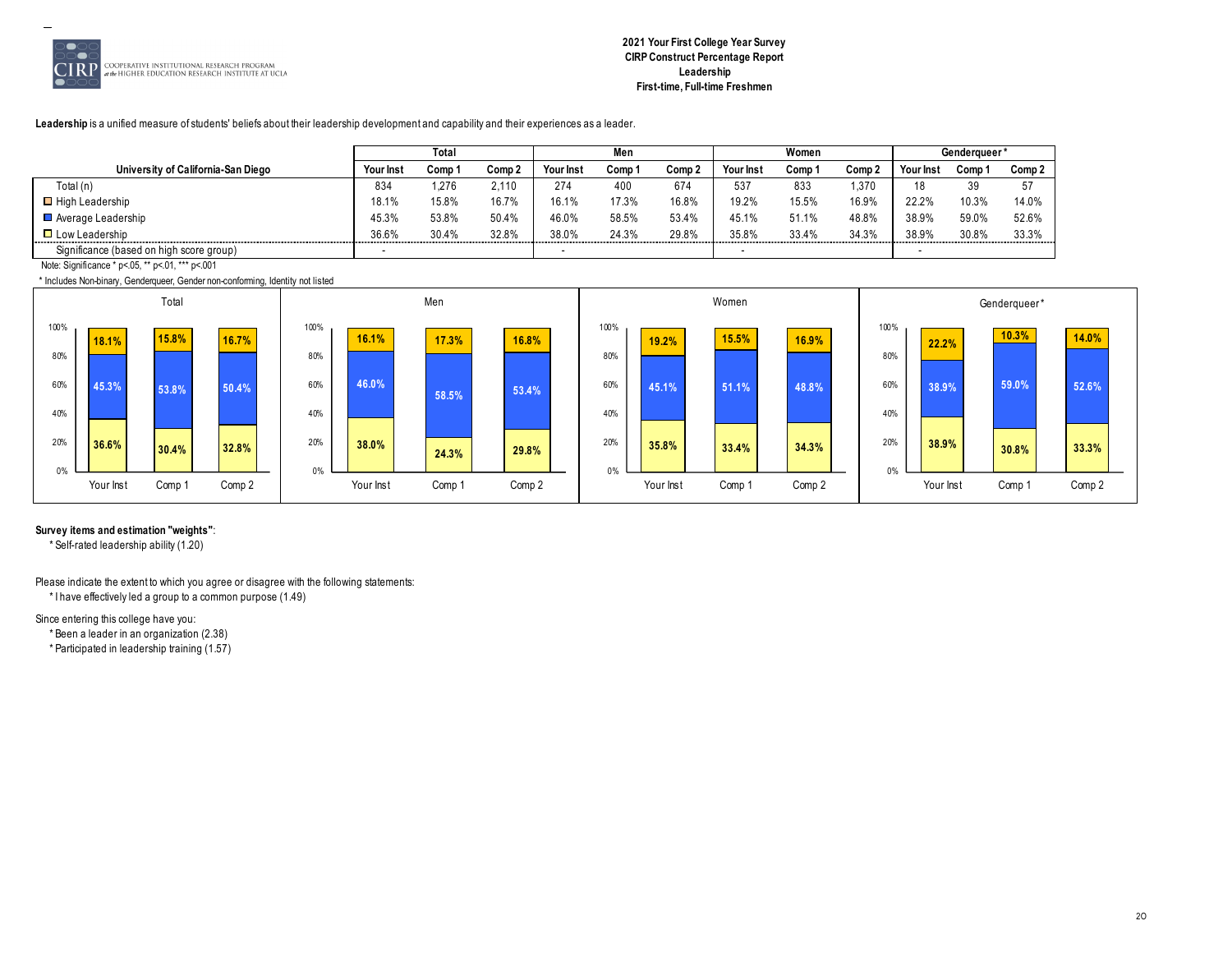**2021 Your First College Year Survey**
**CIRP Construct Percentage Report**
**Leadership**
**First-time, Full-time Freshmen**

**Leadership** is a unified measure of students' beliefs about their leadership development and capability and their experiences as a leader.

| University of California-San Diego | Total | | | Men | | | Women | | | Genderqueer* | | |
|---|---|---|---|---|---|---|---|---|---|---|---|---|
| | Your Inst | Comp 1 | Comp 2 | Your Inst | Comp 1 | Comp 2 | Your Inst | Comp 1 | Comp 2 | Your Inst | Comp 1 | Comp 2 |
| Total (n) | 834 | 1,276 | 2,110 | 274 | 400 | 674 | 537 | 833 | 1,370 | 18 | 39 | 57 |
| High Leadership | 18.1% | 15.8% | 16.7% | 16.1% | 17.3% | 16.8% | 19.2% | 15.5% | 16.9% | 22.2% | 10.3% | 14.0% |
| Average Leadership | 45.3% | 53.8% | 50.4% | 46.0% | 58.5% | 53.4% | 45.1% | 51.1% | 48.8% | 38.9% | 59.0% | 52.6% |
| Low Leadership | 36.6% | 30.4% | 32.8% | 38.0% | 24.3% | 29.8% | 35.8% | 33.4% | 34.3% | 38.9% | 30.8% | 33.3% |
| Significance (based on high score group) | - | | | - | | | - | | | - | | |

Note: Significance * p<.05, ** p<.01, *** p<.001

* Includes Non-binary, Genderqueer, Gender non-conforming, Identity not listed

**Survey items and estimation "weights"**:

* Self-rated leadership ability (1.20)

Please indicate the extent to which you agree or disagree with the following statements:

* I have effectively led a group to a common purpose (1.49)

Since entering this college have you:

* Been a leader in an organization (2.38)
* Participated in leadership training (1.57)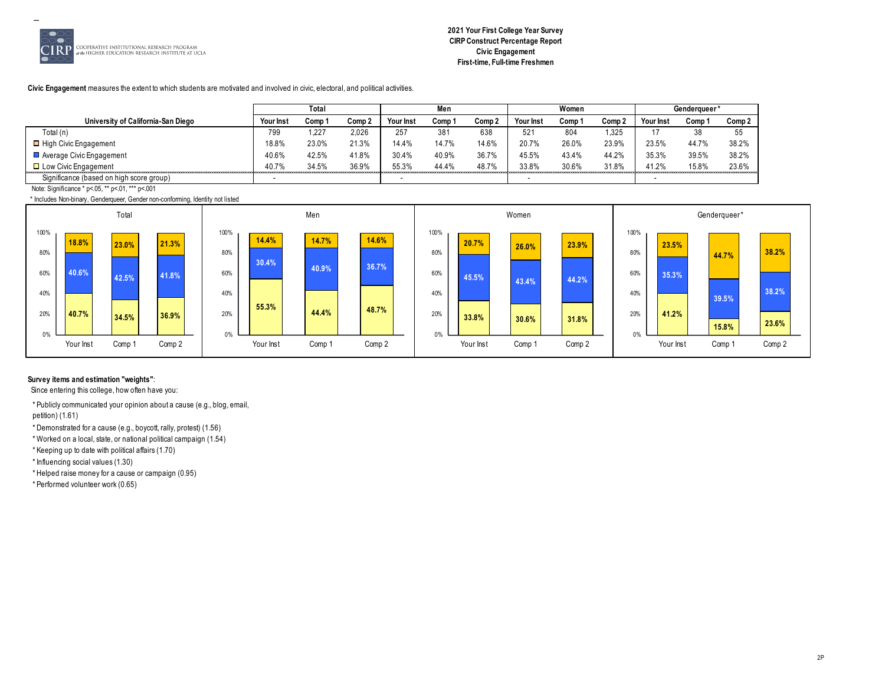**2021 Your First College Year Survey**
**CIRP Construct Percentage Report**
**Civic Engagement**
**First-time, Full-time Freshmen**

**Civic Engagement** measures the extent to which students are motivated and involved in civic, electoral, and political activities.

| University of California-San Diego | Total | | | Men | | | Women | | | Genderqueer* | | |
|---|---|---|---|---|---|---|---|---|---|---|---|---|
| | Your Inst | Comp 1 | Comp 2 | Your Inst | Comp 1 | Comp 2 | Your Inst | Comp 1 | Comp 2 | Your Inst | Comp 1 | Comp 2 |
| Total (n) | 799 | 1,227 | 2,026 | 257 | 381 | 638 | 521 | 804 | 1,325 | 17 | 38 | 55 |
| High Civic Engagement | 18.8% | 23.0% | 21.3% | 14.4% | 14.7% | 14.6% | 20.7% | 26.0% | 23.9% | 23.5% | 44.7% | 38.2% |
| Average Civic Engagement | 40.6% | 42.5% | 41.8% | 30.4% | 40.9% | 36.7% | 45.5% | 43.4% | 44.2% | 35.3% | 39.5% | 38.2% |
| Low Civic Engagement | 40.7% | 34.5% | 36.9% | 55.3% | 44.4% | 48.7% | 33.8% | 30.6% | 31.8% | 41.2% | 15.8% | 23.6% |
| Significance (based on high score group) | - | | | - | | | - | | | - | | |

Note: Significance * p<.05, ** p<.01, *** p<.001

* Includes Non-binary, Genderqueer, Gender non-conforming, Identity not listed

**Survey items and estimation "weights"**:

Since entering this college, how often have you:

* Publicly communicated your opinion about a cause (e.g., blog, email, petition) (1.61)
* Demonstrated for a cause (e.g., boycott, rally, protest) (1.56)
* Worked on a local, state, or national political campaign (1.54)
* Keeping up to date with political affairs (1.70)
* Influencing social values (1.30)
* Helped raise money for a cause or campaign (0.95)
* Performed volunteer work (0.65)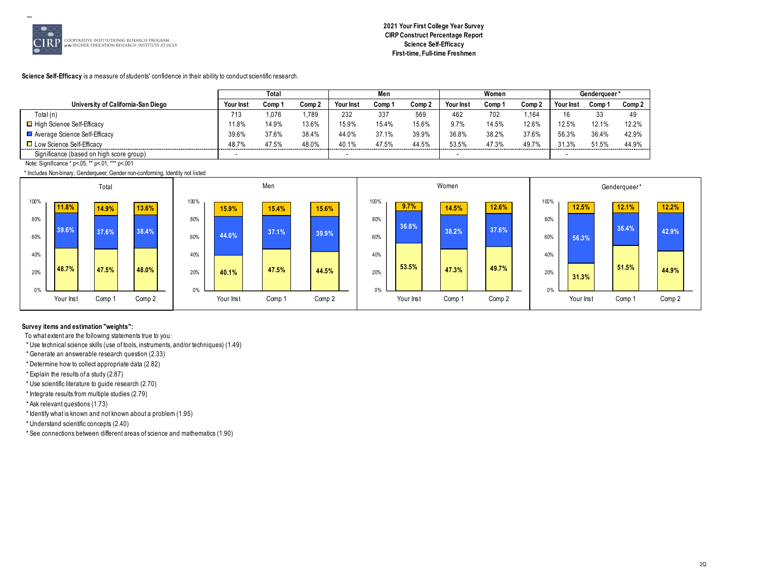**2021 Your First College Year Survey**
**CIRP Construct Percentage Report**
**Science Self-Efficacy**
**First-time, Full-time Freshmen**

**Science Self-Efficacy** is a measure of students' confidence in their ability to conduct scientific research.

| University of California-San Diego | Total | | | Men | | | Women | | | Genderqueer* | | |
|---|---|---|---|---|---|---|---|---|---|---|---|---|
| | Your Inst | Comp 1 | Comp 2 | Your Inst | Comp 1 | Comp 2 | Your Inst | Comp 1 | Comp 2 | Your Inst | Comp 1 | Comp 2 |
| Total (n) | 713 | 1,076 | 1,789 | 232 | 337 | 569 | 462 | 702 | 1,164 | 16 | 33 | 49 |
| High Science Self-Efficacy | 11.8% | 14.9% | 13.6% | 15.9% | 15.4% | 15.6% | 9.7% | 14.5% | 12.6% | 12.5% | 12.1% | 12.2% |
| Average Science Self-Efficacy | 39.6% | 37.6% | 38.4% | 44.0% | 37.1% | 39.9% | 36.8% | 38.2% | 37.6% | 56.3% | 36.4% | 42.9% |
| Low Science Self-Efficacy | 48.7% | 47.5% | 48.0% | 40.1% | 47.5% | 44.5% | 53.5% | 47.3% | 49.7% | 31.3% | 51.5% | 44.9% |
| Significance (based on high score group) | - | | | - | | | - | | | - | | |

Note: Significance * p<.05, ** p<.01, *** p<.001

* Includes Non-binary, Genderqueer, Gender non-conforming, Identity not listed

**Survey items and estimation "weights":**

To what extent are the following statements true to you:

* Use technical science skills (use of tools, instruments, and/or techniques) (1.49)
* Generate an answerable research question (2.33)
* Determine how to collect appropriate data (2.82)
* Explain the results of a study (2.87)
* Use scientific literature to guide research (2.70)
* Integrate results from multiple studies (2.79)
* Ask relevant questions (1.73)
* Identify what is known and not known about a problem (1.95)
* Understand scientific concepts (2.40)
* See connections between different areas of science and mathematics (1.90)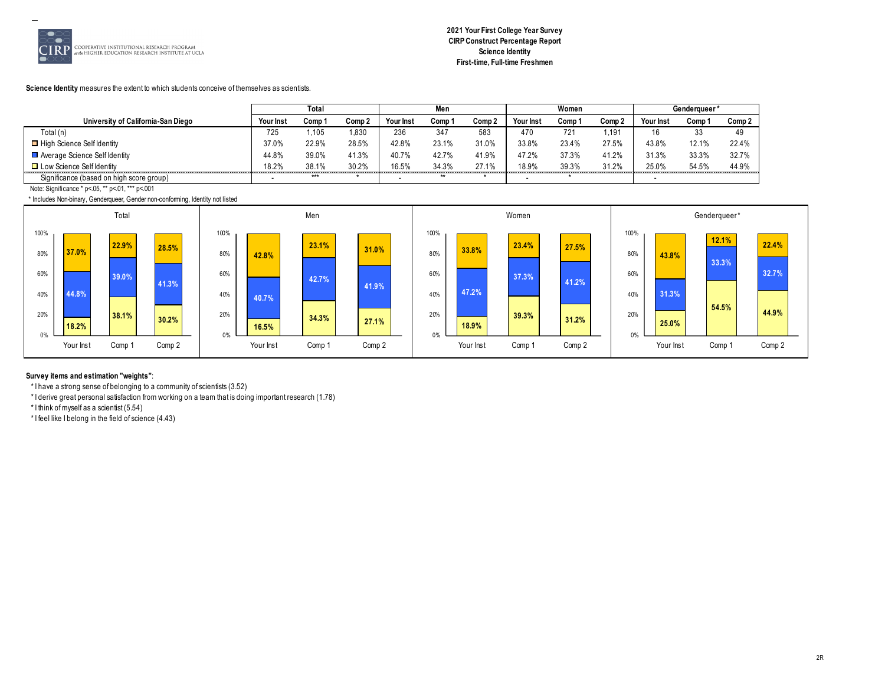COOPERATIVE INSTITUTIONAL RESEARCH PROGRAM at the HIGHER EDUCATION RESEARCH INSTITUTE AT UCLA

**2021 Your First College Year Survey**
**CIRP Construct Percentage Report**
**Science Identity**
**First-time, Full-time Freshmen**

**Science Identity** measures the extent to which students conceive of themselves as scientists.

| | Total | | | Men | | | Women | | | Genderqueer* | | |
|---|---|---|---|---|---|---|---|---|---|---|---|---|
| **University of California-San Diego** | **Your Inst** | **Comp 1** | **Comp 2** | **Your Inst** | **Comp 1** | **Comp 2** | **Your Inst** | **Comp 1** | **Comp 2** | **Your Inst** | **Comp 1** | **Comp 2** |
| Total (n) | 725 | 1,105 | 1,830 | 236 | 347 | 583 | 470 | 721 | 1,191 | 16 | 33 | 49 |
| High Science Self Identity | 37.0% | 22.9% | 28.5% | 42.8% | 23.1% | 31.0% | 33.8% | 23.4% | 27.5% | 43.8% | 12.1% | 22.4% |
| Average Science Self Identity | 44.8% | 39.0% | 41.3% | 40.7% | 42.7% | 41.9% | 47.2% | 37.3% | 41.2% | 31.3% | 33.3% | 32.7% |
| Low Science Self Identity | 18.2% | 38.1% | 30.2% | 16.5% | 34.3% | 27.1% | 18.9% | 39.3% | 31.2% | 25.0% | 54.5% | 44.9% |
| Significance (based on high score group) | - | *** | * | - | ** | * | - | * | | - | | |

Note: Significance * p<.05, ** p<.01, *** p<.001

* Includes Non-binary, Genderqueer, Gender non-conforming, Identity not listed

Total
100%
80%
60%
40%
20%
0%
Your Inst: 37.0%, 44.8%, 18.2%
Comp 1: 22.9%, 39.0%, 38.1%
Comp 2: 28.5%, 41.3%, 30.2%

Men
Your Inst: 42.8%, 40.7%, 16.5%
Comp 1: 23.1%, 42.7%, 34.3%
Comp 2: 31.0%, 41.9%, 27.1%

Women
Your Inst: 33.8%, 47.2%, 18.9%
Comp 1: 23.4%, 37.3%, 39.3%
Comp 2: 27.5%, 41.2%, 31.2%

Genderqueer*
Your Inst: 43.8%, 31.3%, 25.0%
Comp 1: 12.1%, 33.3%, 54.5%
Comp 2: 22.4%, 32.7%, 44.9%

**Survey items and estimation "weights"**:

* I have a strong sense of belonging to a community of scientists (3.52)
* I derive great personal satisfaction from working on a team that is doing important research (1.78)
* I think of myself as a scientist (5.54)
* I feel like I belong in the field of science (4.43)